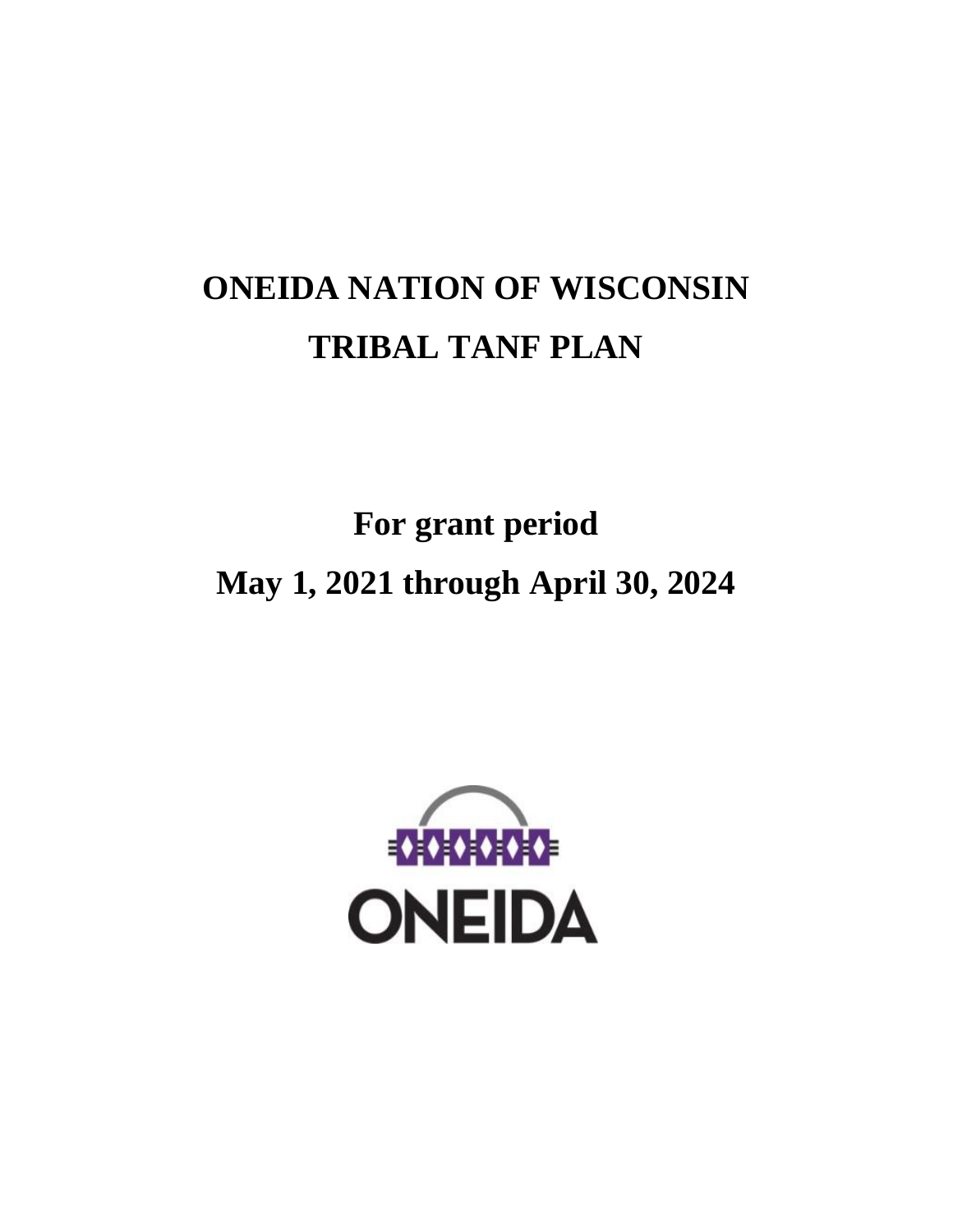# ONEIDA NATION OF WISCONSIN

# TRIBAL TANF PLAN

## For grant period

## May 1, 2021 through April 30, 2024

ONEIDA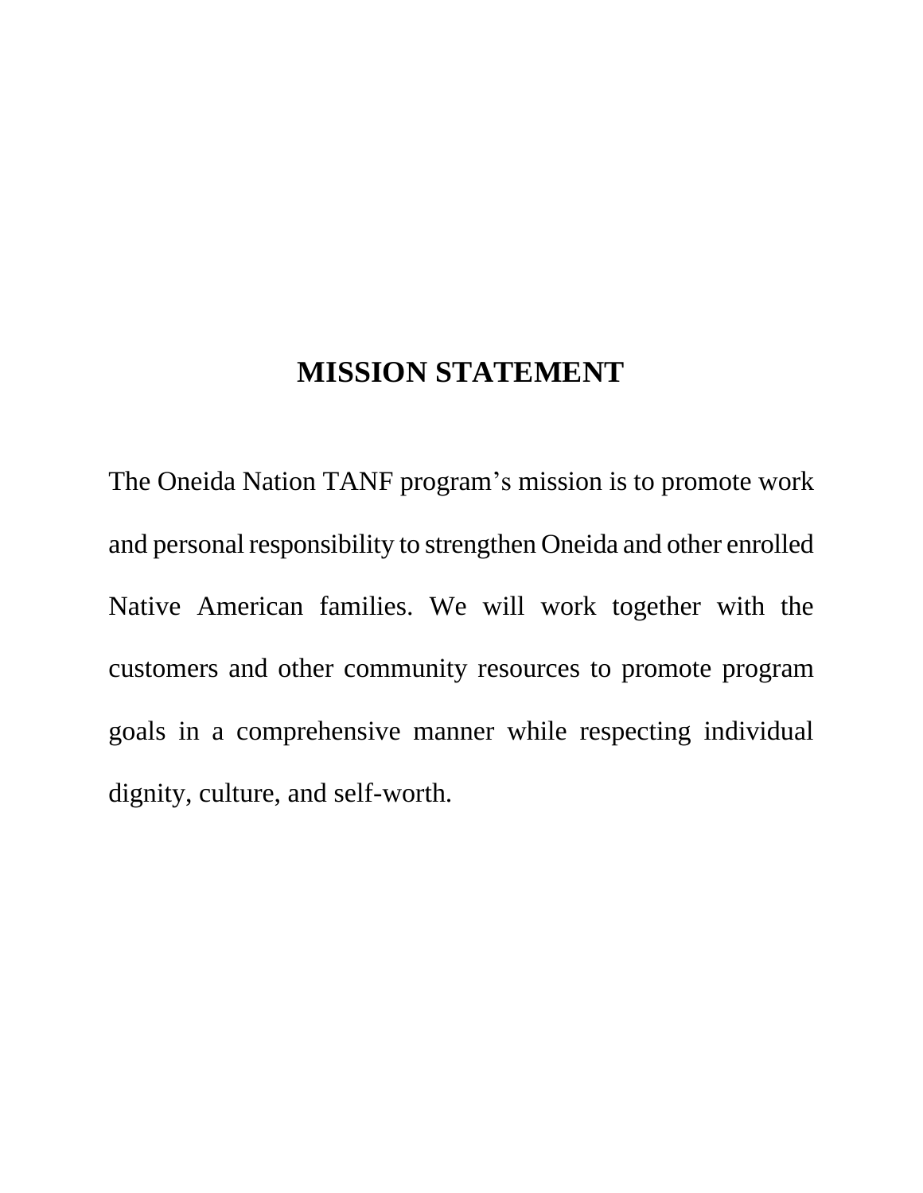# MISSION STATEMENT

The Oneida Nation TANF program's mission is to promote work and personal responsibility to strengthen Oneida and other enrolled Native American families. We will work together with the customers and other community resources to promote program goals in a comprehensive manner while respecting individual dignity, culture, and self-worth.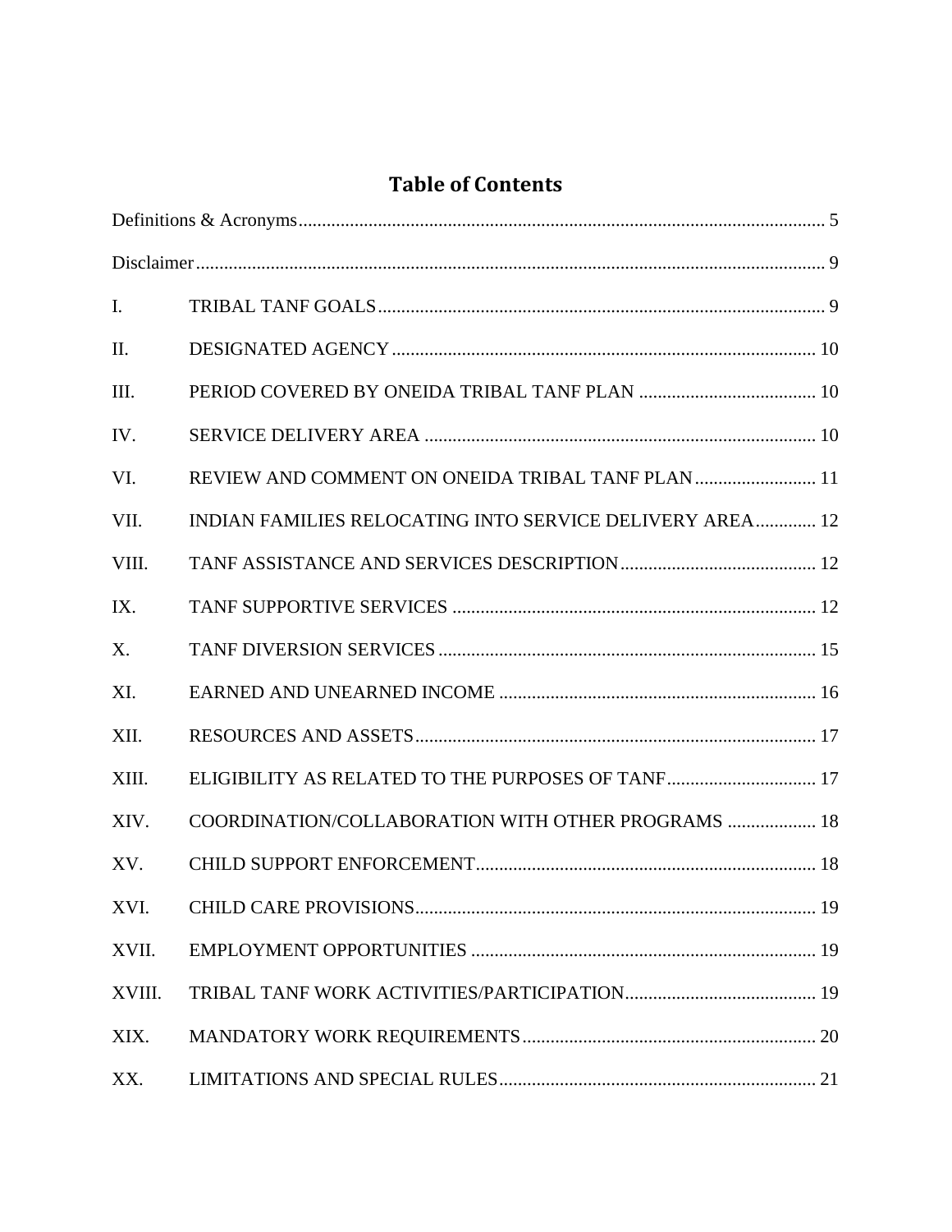# Table of Contents

Definitions & Acronyms ..... 5

Disclaimer ..... 9

I. TRIBAL TANF GOALS ..... 9

II. DESIGNATED AGENCY ..... 10

III. PERIOD COVERED BY ONEIDA TRIBAL TANF PLAN ..... 10

IV. SERVICE DELIVERY AREA ..... 10

VI. REVIEW AND COMMENT ON ONEIDA TRIBAL TANF PLAN ..... 11

VII. INDIAN FAMILIES RELOCATING INTO SERVICE DELIVERY AREA ..... 12

VIII. TANF ASSISTANCE AND SERVICES DESCRIPTION ..... 12

IX. TANF SUPPORTIVE SERVICES ..... 12

X. TANF DIVERSION SERVICES ..... 15

XI. EARNED AND UNEARNED INCOME ..... 16

XII. RESOURCES AND ASSETS ..... 17

XIII. ELIGIBILITY AS RELATED TO THE PURPOSES OF TANF ..... 17

XIV. COORDINATION/COLLABORATION WITH OTHER PROGRAMS ..... 18

XV. CHILD SUPPORT ENFORCEMENT ..... 18

XVI. CHILD CARE PROVISIONS ..... 19

XVII. EMPLOYMENT OPPORTUNITIES ..... 19

XVIII. TRIBAL TANF WORK ACTIVITIES/PARTICIPATION ..... 19

XIX. MANDATORY WORK REQUIREMENTS ..... 20

XX. LIMITATIONS AND SPECIAL RULES ..... 21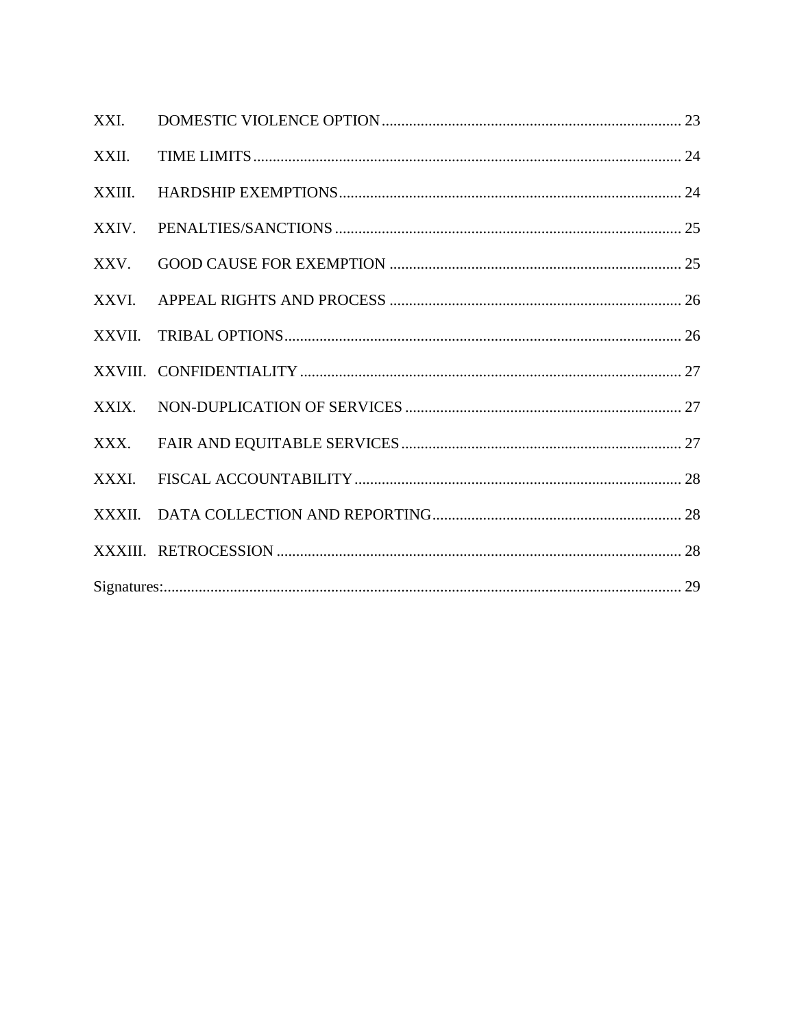XXI. DOMESTIC VIOLENCE OPTION ........................................................................ 23

XXII. TIME LIMITS ........................................................................................................ 24

XXIII. HARDSHIP EXEMPTIONS .................................................................................. 24

XXIV. PENALTIES/SANCTIONS ................................................................................... 25

XXV. GOOD CAUSE FOR EXEMPTION ..................................................................... 25

XXVI. APPEAL RIGHTS AND PROCESS ..................................................................... 26

XXVII. TRIBAL OPTIONS ................................................................................................ 26

XXVIII. CONFIDENTIALITY ............................................................................................ 27

XXIX. NON-DUPLICATION OF SERVICES ................................................................. 27

XXX. FAIR AND EQUITABLE SERVICES ................................................................... 27

XXXI. FISCAL ACCOUNTABILITY .............................................................................. 28

XXXII. DATA COLLECTION AND REPORTING .......................................................... 28

XXXIII. RETROCESSION ................................................................................................. 28

Signatures: ............................................................................................................................ 29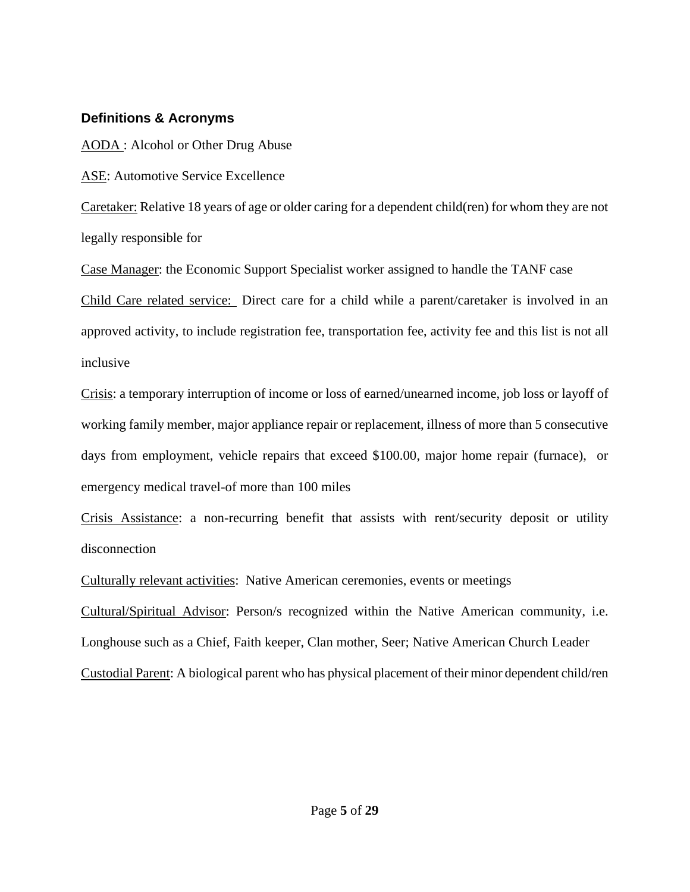## Definitions & Acronyms

AODA : Alcohol or Other Drug Abuse

ASE: Automotive Service Excellence

Caretaker: Relative 18 years of age or older caring for a dependent child(ren) for whom they are not legally responsible for

Case Manager: the Economic Support Specialist worker assigned to handle the TANF case

Child Care related service: Direct care for a child while a parent/caretaker is involved in an approved activity, to include registration fee, transportation fee, activity fee and this list is not all inclusive

Crisis: a temporary interruption of income or loss of earned/unearned income, job loss or layoff of working family member, major appliance repair or replacement, illness of more than 5 consecutive days from employment, vehicle repairs that exceed $100.00, major home repair (furnace), or emergency medical travel-of more than 100 miles

Crisis Assistance: a non-recurring benefit that assists with rent/security deposit or utility disconnection

Culturally relevant activities: Native American ceremonies, events or meetings

Cultural/Spiritual Advisor: Person/s recognized within the Native American community, i.e. Longhouse such as a Chief, Faith keeper, Clan mother, Seer; Native American Church Leader

Custodial Parent: A biological parent who has physical placement of their minor dependent child/ren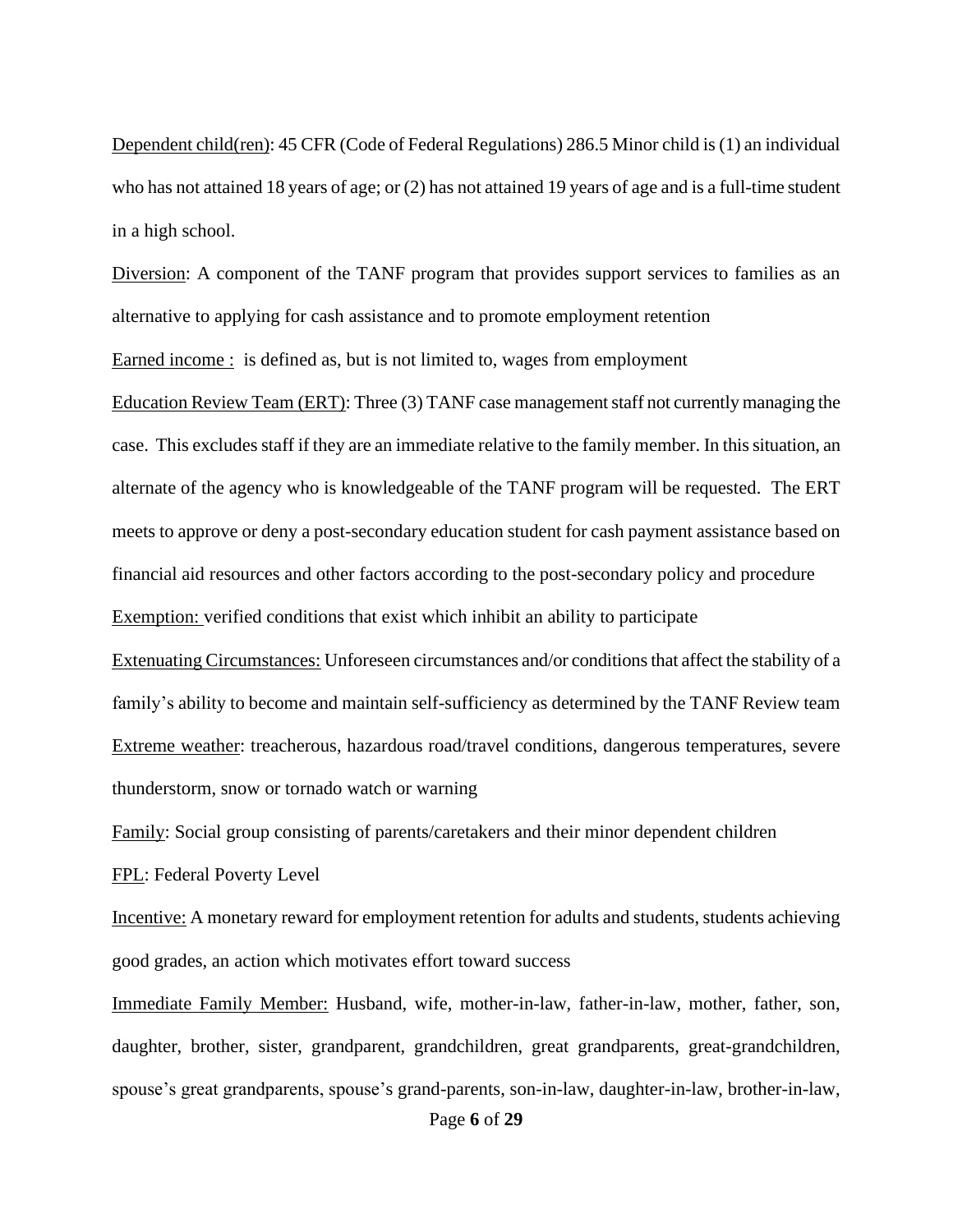<u>Dependent child(ren)</u>: 45 CFR (Code of Federal Regulations) 286.5 Minor child is (1) an individual who has not attained 18 years of age; or (2) has not attained 19 years of age and is a full-time student in a high school.

<u>Diversion</u>: A component of the TANF program that provides support services to families as an alternative to applying for cash assistance and to promote employment retention

<u>Earned income :</u> is defined as, but is not limited to, wages from employment

<u>Education Review Team (ERT)</u>: Three (3) TANF case management staff not currently managing the case. This excludes staff if they are an immediate relative to the family member. In this situation, an alternate of the agency who is knowledgeable of the TANF program will be requested. The ERT meets to approve or deny a post-secondary education student for cash payment assistance based on financial aid resources and other factors according to the post-secondary policy and procedure

<u>Exemption:</u> verified conditions that exist which inhibit an ability to participate

<u>Extenuating Circumstances:</u> Unforeseen circumstances and/or conditions that affect the stability of a family's ability to become and maintain self-sufficiency as determined by the TANF Review team

<u>Extreme weather</u>: treacherous, hazardous road/travel conditions, dangerous temperatures, severe thunderstorm, snow or tornado watch or warning

<u>Family</u>: Social group consisting of parents/caretakers and their minor dependent children

<u>FPL</u>: Federal Poverty Level

<u>Incentive:</u> A monetary reward for employment retention for adults and students, students achieving good grades, an action which motivates effort toward success

<u>Immediate Family Member:</u> Husband, wife, mother-in-law, father-in-law, mother, father, son, daughter, brother, sister, grandparent, grandchildren, great grandparents, great-grandchildren, spouse's great grandparents, spouse's grand-parents, son-in-law, daughter-in-law, brother-in-law,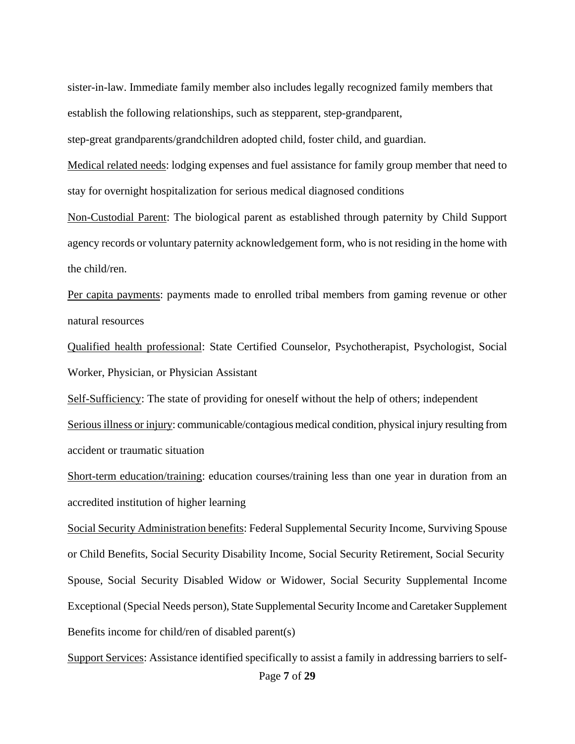sister-in-law. Immediate family member also includes legally recognized family members that establish the following relationships, such as stepparent, step-grandparent, step-great grandparents/grandchildren adopted child, foster child, and guardian.

<u>Medical related needs</u>: lodging expenses and fuel assistance for family group member that need to stay for overnight hospitalization for serious medical diagnosed conditions

<u>Non-Custodial Parent</u>: The biological parent as established through paternity by Child Support agency records or voluntary paternity acknowledgement form, who is not residing in the home with the child/ren.

<u>Per capita payments</u>: payments made to enrolled tribal members from gaming revenue or other natural resources

<u>Qualified health professional</u>: State Certified Counselor, Psychotherapist, Psychologist, Social Worker, Physician, or Physician Assistant

<u>Self-Sufficiency</u>: The state of providing for oneself without the help of others; independent

<u>Serious illness or injury</u>: communicable/contagious medical condition, physical injury resulting from accident or traumatic situation

<u>Short-term education/training</u>: education courses/training less than one year in duration from an accredited institution of higher learning

<u>Social Security Administration benefits</u>: Federal Supplemental Security Income, Surviving Spouse or Child Benefits, Social Security Disability Income, Social Security Retirement, Social Security Spouse, Social Security Disabled Widow or Widower, Social Security Supplemental Income Exceptional (Special Needs person), State Supplemental Security Income and Caretaker Supplement Benefits income for child/ren of disabled parent(s)

<u>Support Services</u>: Assistance identified specifically to assist a family in addressing barriers to self-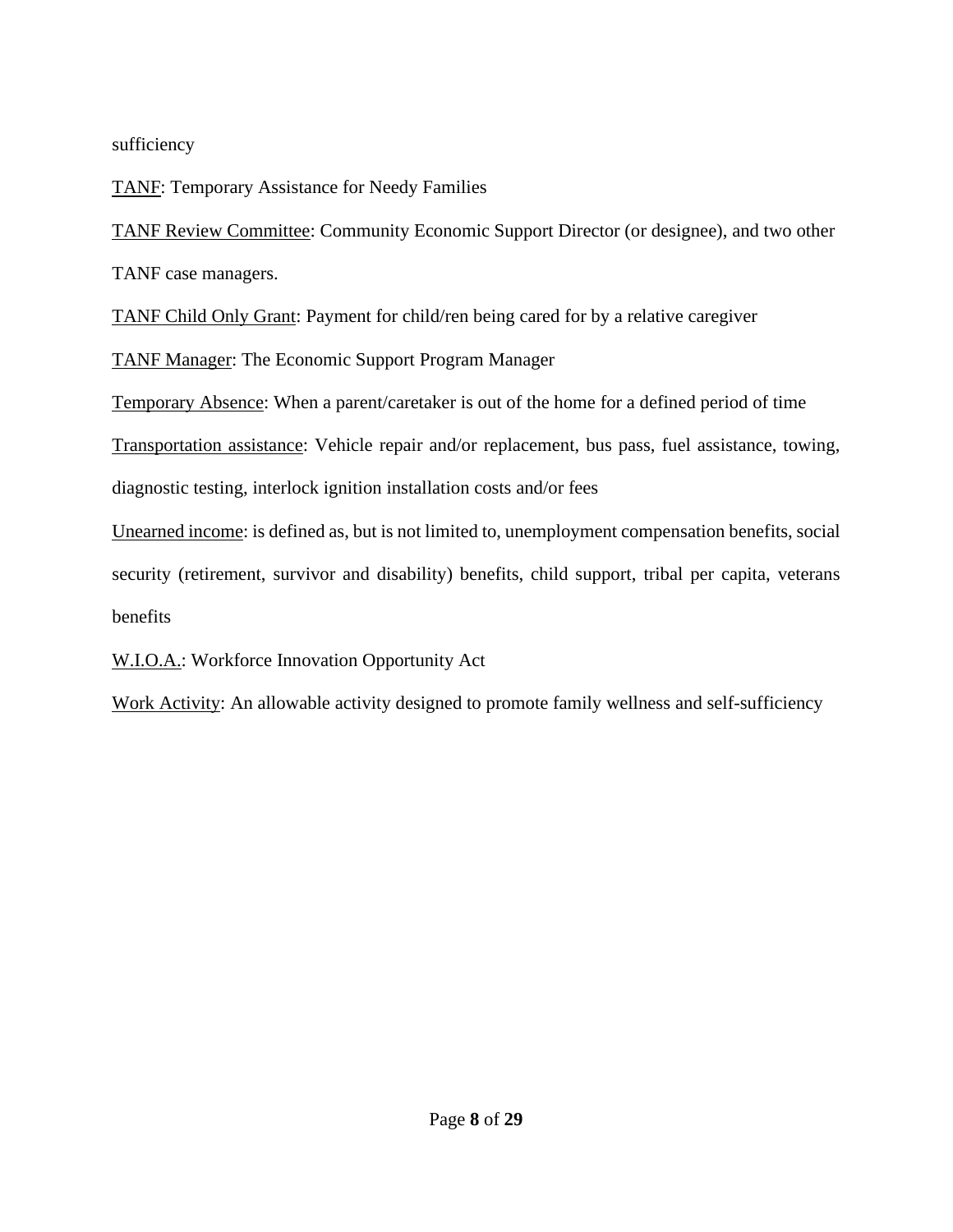sufficiency

<u>TANF</u>: Temporary Assistance for Needy Families

<u>TANF Review Committee</u>: Community Economic Support Director (or designee), and two other TANF case managers.

<u>TANF Child Only Grant</u>: Payment for child/ren being cared for by a relative caregiver

<u>TANF Manager</u>: The Economic Support Program Manager

<u>Temporary Absence</u>: When a parent/caretaker is out of the home for a defined period of time

<u>Transportation assistance</u>: Vehicle repair and/or replacement, bus pass, fuel assistance, towing, diagnostic testing, interlock ignition installation costs and/or fees

<u>Unearned income</u>: is defined as, but is not limited to, unemployment compensation benefits, social security (retirement, survivor and disability) benefits, child support, tribal per capita, veterans benefits

<u>W.I.O.A.</u>: Workforce Innovation Opportunity Act

<u>Work Activity</u>: An allowable activity designed to promote family wellness and self-sufficiency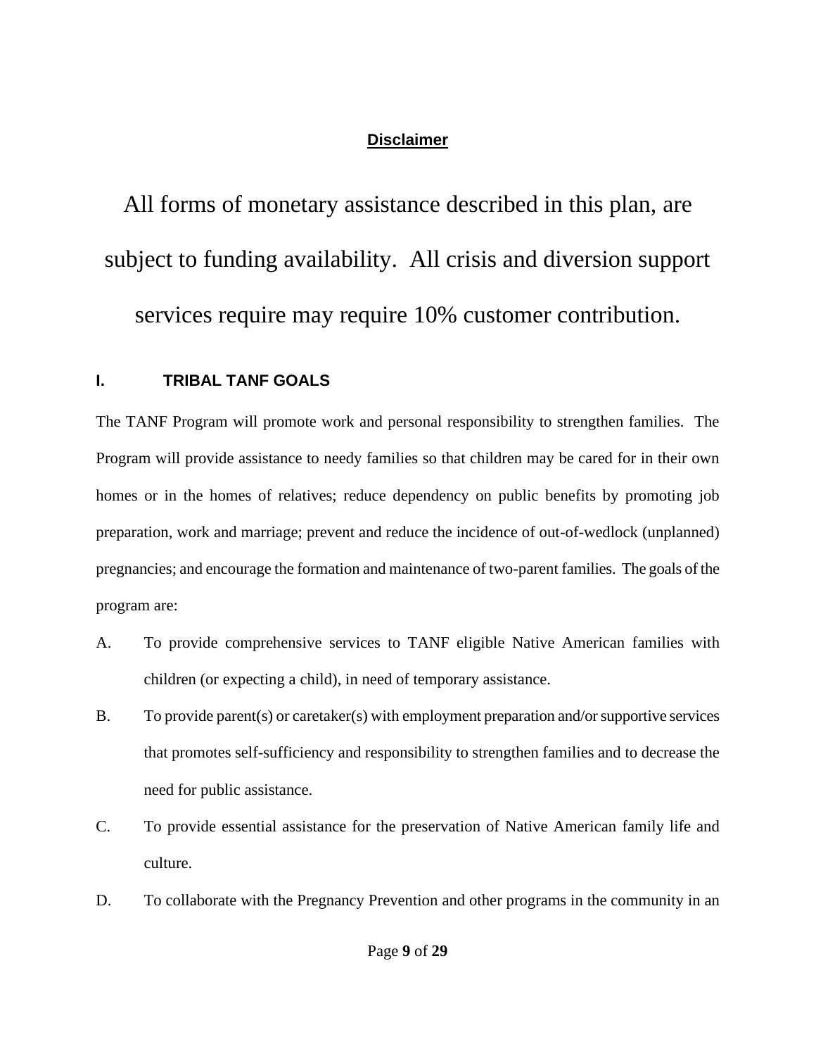**Disclaimer**

All forms of monetary assistance described in this plan, are subject to funding availability. All crisis and diversion support services require may require 10% customer contribution.

## I. TRIBAL TANF GOALS

The TANF Program will promote work and personal responsibility to strengthen families. The Program will provide assistance to needy families so that children may be cared for in their own homes or in the homes of relatives; reduce dependency on public benefits by promoting job preparation, work and marriage; prevent and reduce the incidence of out-of-wedlock (unplanned) pregnancies; and encourage the formation and maintenance of two-parent families. The goals of the program are:

A. To provide comprehensive services to TANF eligible Native American families with children (or expecting a child), in need of temporary assistance.

B. To provide parent(s) or caretaker(s) with employment preparation and/or supportive services that promotes self-sufficiency and responsibility to strengthen families and to decrease the need for public assistance.

C. To provide essential assistance for the preservation of Native American family life and culture.

D. To collaborate with the Pregnancy Prevention and other programs in the community in an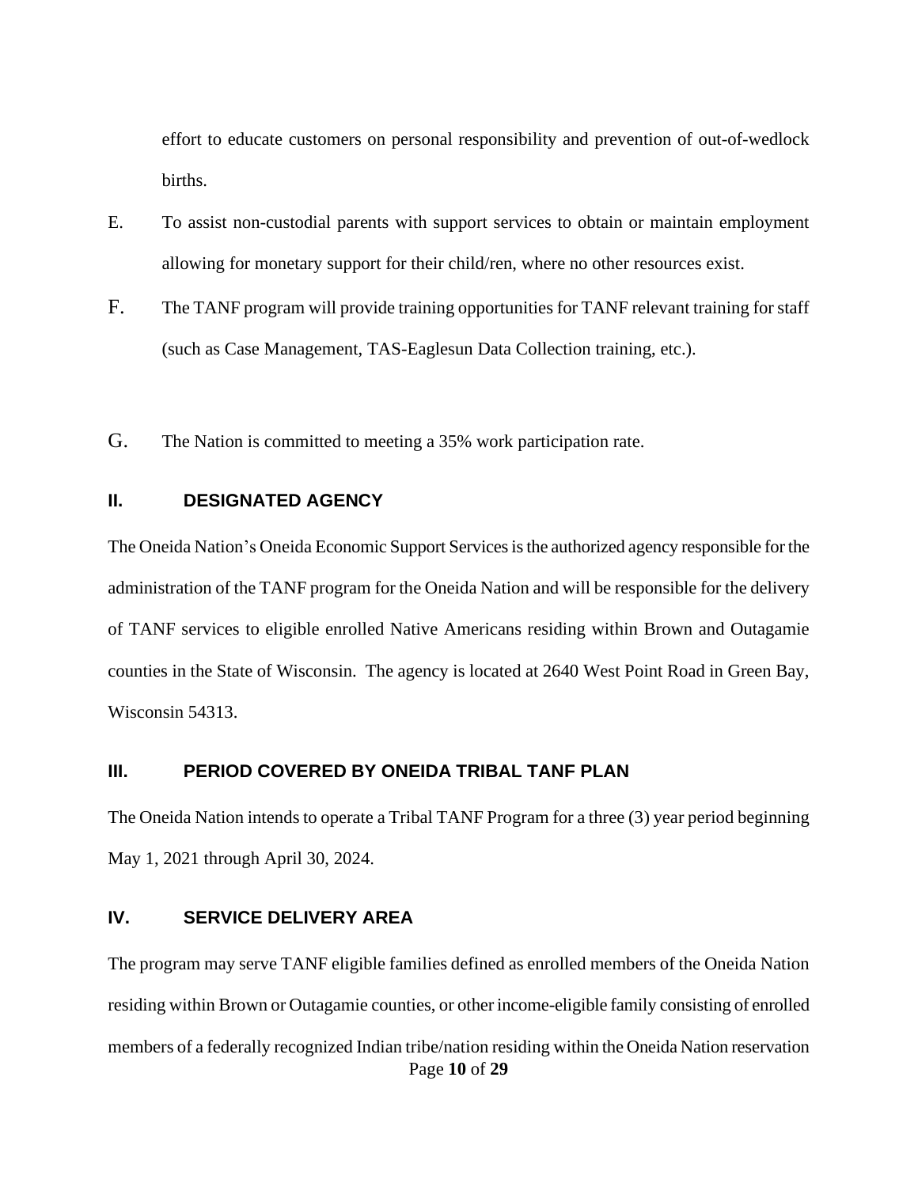effort to educate customers on personal responsibility and prevention of out-of-wedlock births.

E. To assist non-custodial parents with support services to obtain or maintain employment allowing for monetary support for their child/ren, where no other resources exist.

F. The TANF program will provide training opportunities for TANF relevant training for staff (such as Case Management, TAS-Eaglesun Data Collection training, etc.).

G. The Nation is committed to meeting a 35% work participation rate.

## II. DESIGNATED AGENCY

The Oneida Nation's Oneida Economic Support Services is the authorized agency responsible for the administration of the TANF program for the Oneida Nation and will be responsible for the delivery of TANF services to eligible enrolled Native Americans residing within Brown and Outagamie counties in the State of Wisconsin. The agency is located at 2640 West Point Road in Green Bay, Wisconsin 54313.

## III. PERIOD COVERED BY ONEIDA TRIBAL TANF PLAN

The Oneida Nation intends to operate a Tribal TANF Program for a three (3) year period beginning May 1, 2021 through April 30, 2024.

## IV. SERVICE DELIVERY AREA

The program may serve TANF eligible families defined as enrolled members of the Oneida Nation residing within Brown or Outagamie counties, or other income-eligible family consisting of enrolled members of a federally recognized Indian tribe/nation residing within the Oneida Nation reservation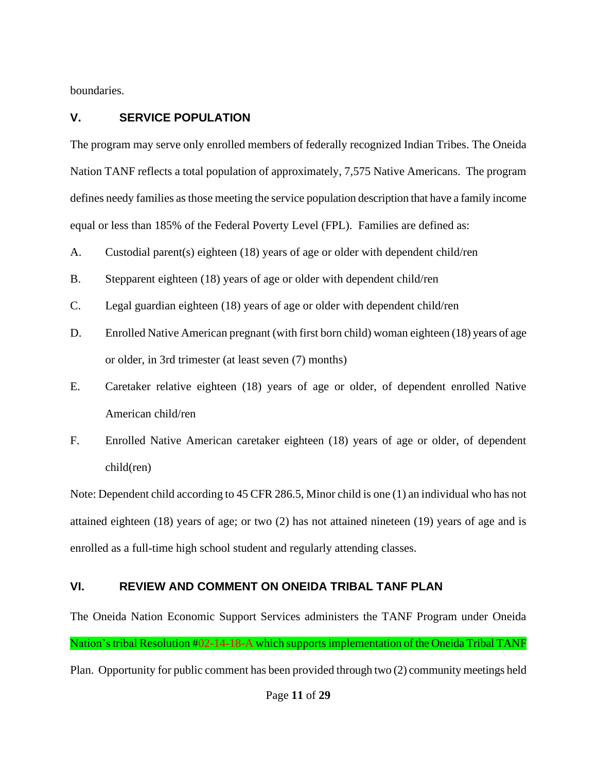boundaries.

## V. SERVICE POPULATION

The program may serve only enrolled members of federally recognized Indian Tribes. The Oneida Nation TANF reflects a total population of approximately, 7,575 Native Americans. The program defines needy families as those meeting the service population description that have a family income equal or less than 185% of the Federal Poverty Level (FPL). Families are defined as:

A. Custodial parent(s) eighteen (18) years of age or older with dependent child/ren

B. Stepparent eighteen (18) years of age or older with dependent child/ren

C. Legal guardian eighteen (18) years of age or older with dependent child/ren

D. Enrolled Native American pregnant (with first born child) woman eighteen (18) years of age or older, in 3rd trimester (at least seven (7) months)

E. Caretaker relative eighteen (18) years of age or older, of dependent enrolled Native American child/ren

F. Enrolled Native American caretaker eighteen (18) years of age or older, of dependent child(ren)

Note: Dependent child according to 45 CFR 286.5, Minor child is one (1) an individual who has not attained eighteen (18) years of age; or two (2) has not attained nineteen (19) years of age and is enrolled as a full-time high school student and regularly attending classes.

## VI. REVIEW AND COMMENT ON ONEIDA TRIBAL TANF PLAN

The Oneida Nation Economic Support Services administers the TANF Program under Oneida Nation's tribal Resolution #02-14-18-A which supports implementation of the Oneida Tribal TANF Plan. Opportunity for public comment has been provided through two (2) community meetings held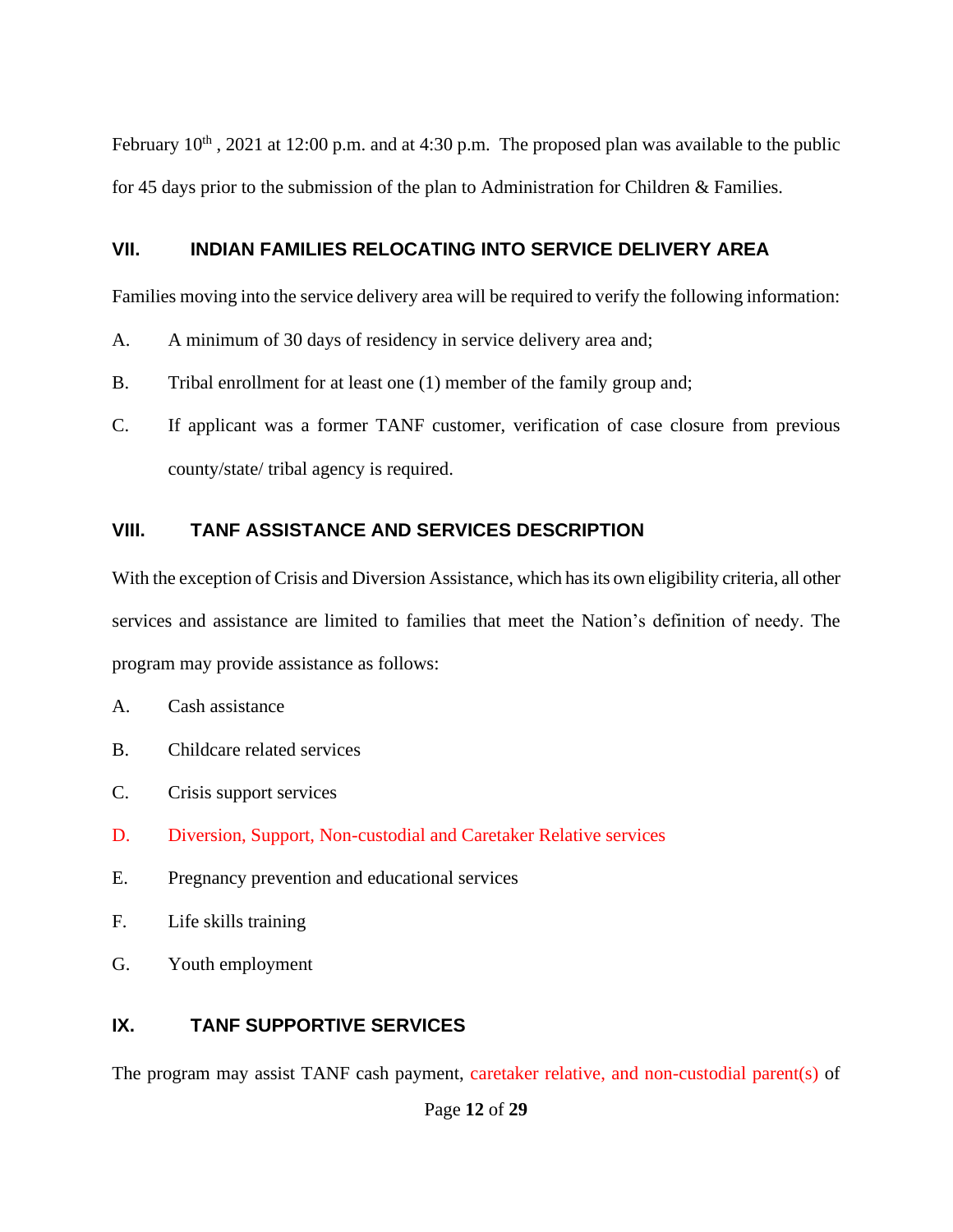February 10th , 2021 at 12:00 p.m. and at 4:30 p.m. The proposed plan was available to the public for 45 days prior to the submission of the plan to Administration for Children & Families.

## VII. INDIAN FAMILIES RELOCATING INTO SERVICE DELIVERY AREA

Families moving into the service delivery area will be required to verify the following information:

A. A minimum of 30 days of residency in service delivery area and;

B. Tribal enrollment for at least one (1) member of the family group and;

C. If applicant was a former TANF customer, verification of case closure from previous county/state/ tribal agency is required.

## VIII. TANF ASSISTANCE AND SERVICES DESCRIPTION

With the exception of Crisis and Diversion Assistance, which has its own eligibility criteria, all other services and assistance are limited to families that meet the Nation's definition of needy. The program may provide assistance as follows:

A. Cash assistance

B. Childcare related services

C. Crisis support services

D. Diversion, Support, Non-custodial and Caretaker Relative services

E. Pregnancy prevention and educational services

F. Life skills training

G. Youth employment

## IX. TANF SUPPORTIVE SERVICES

The program may assist TANF cash payment, caretaker relative, and non-custodial parent(s) of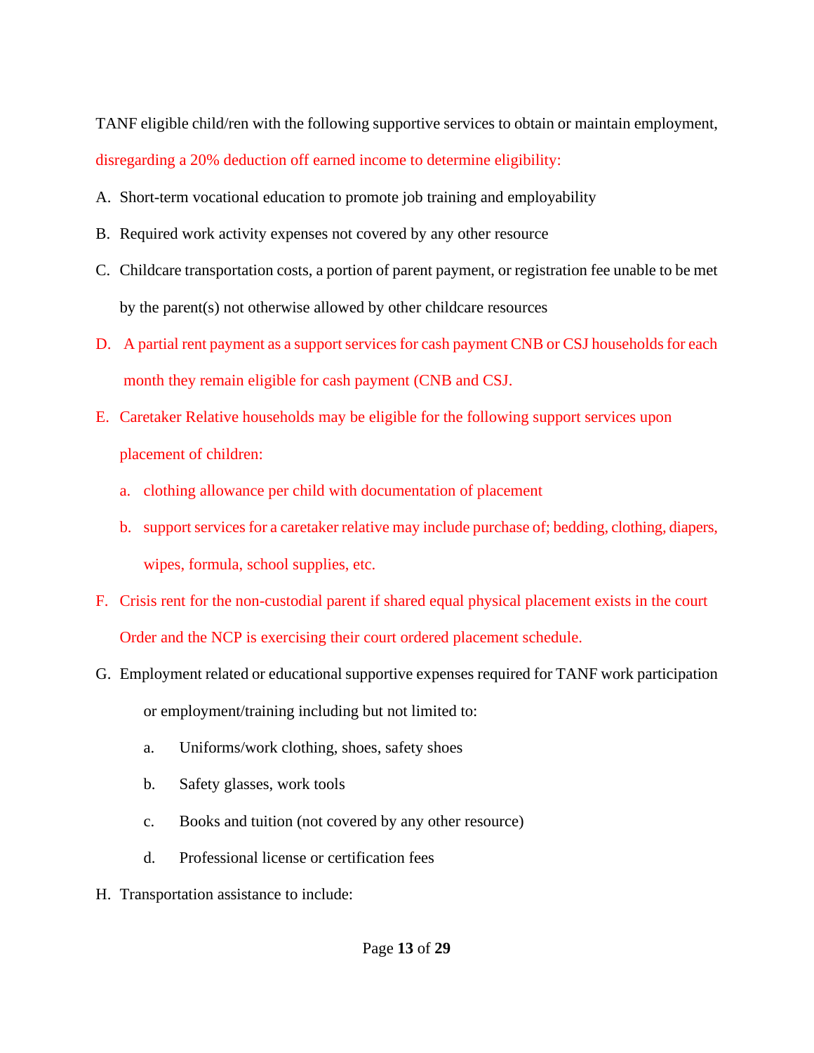TANF eligible child/ren with the following supportive services to obtain or maintain employment, disregarding a 20% deduction off earned income to determine eligibility:

A. Short-term vocational education to promote job training and employability
B. Required work activity expenses not covered by any other resource
C. Childcare transportation costs, a portion of parent payment, or registration fee unable to be met by the parent(s) not otherwise allowed by other childcare resources
D. A partial rent payment as a support services for cash payment CNB or CSJ households for each month they remain eligible for cash payment (CNB and CSJ.
E. Caretaker Relative households may be eligible for the following support services upon placement of children:
   a. clothing allowance per child with documentation of placement
   b. support services for a caretaker relative may include purchase of; bedding, clothing, diapers, wipes, formula, school supplies, etc.
F. Crisis rent for the non-custodial parent if shared equal physical placement exists in the court Order and the NCP is exercising their court ordered placement schedule.
G. Employment related or educational supportive expenses required for TANF work participation or employment/training including but not limited to:
   a. Uniforms/work clothing, shoes, safety shoes
   b. Safety glasses, work tools
   c. Books and tuition (not covered by any other resource)
   d. Professional license or certification fees
H. Transportation assistance to include: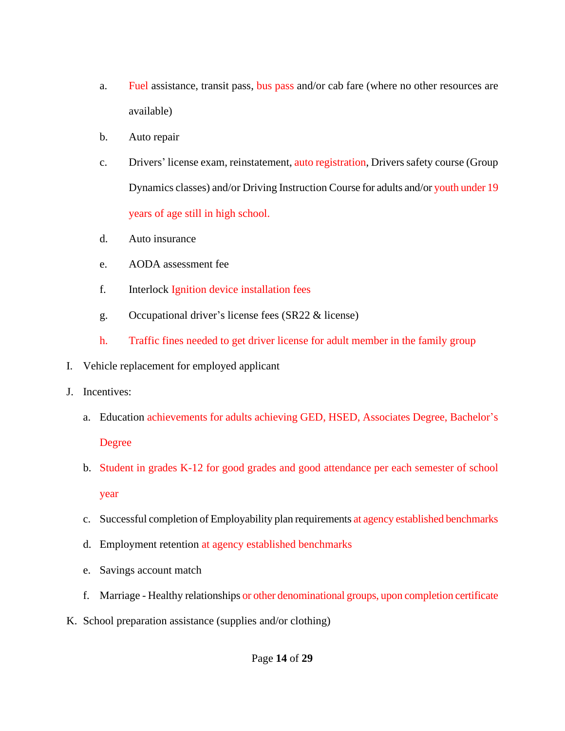a. Fuel assistance, transit pass, bus pass and/or cab fare (where no other resources are available)

b. Auto repair

c. Drivers' license exam, reinstatement, auto registration, Drivers safety course (Group Dynamics classes) and/or Driving Instruction Course for adults and/or youth under 19 years of age still in high school.

d. Auto insurance

e. AODA assessment fee

f. Interlock Ignition device installation fees

g. Occupational driver's license fees (SR22 & license)

h. Traffic fines needed to get driver license for adult member in the family group

I. Vehicle replacement for employed applicant

J. Incentives:

a. Education achievements for adults achieving GED, HSED, Associates Degree, Bachelor's Degree

b. Student in grades K-12 for good grades and good attendance per each semester of school year

c. Successful completion of Employability plan requirements at agency established benchmarks

d. Employment retention at agency established benchmarks

e. Savings account match

f. Marriage - Healthy relationships or other denominational groups, upon completion certificate

K. School preparation assistance (supplies and/or clothing)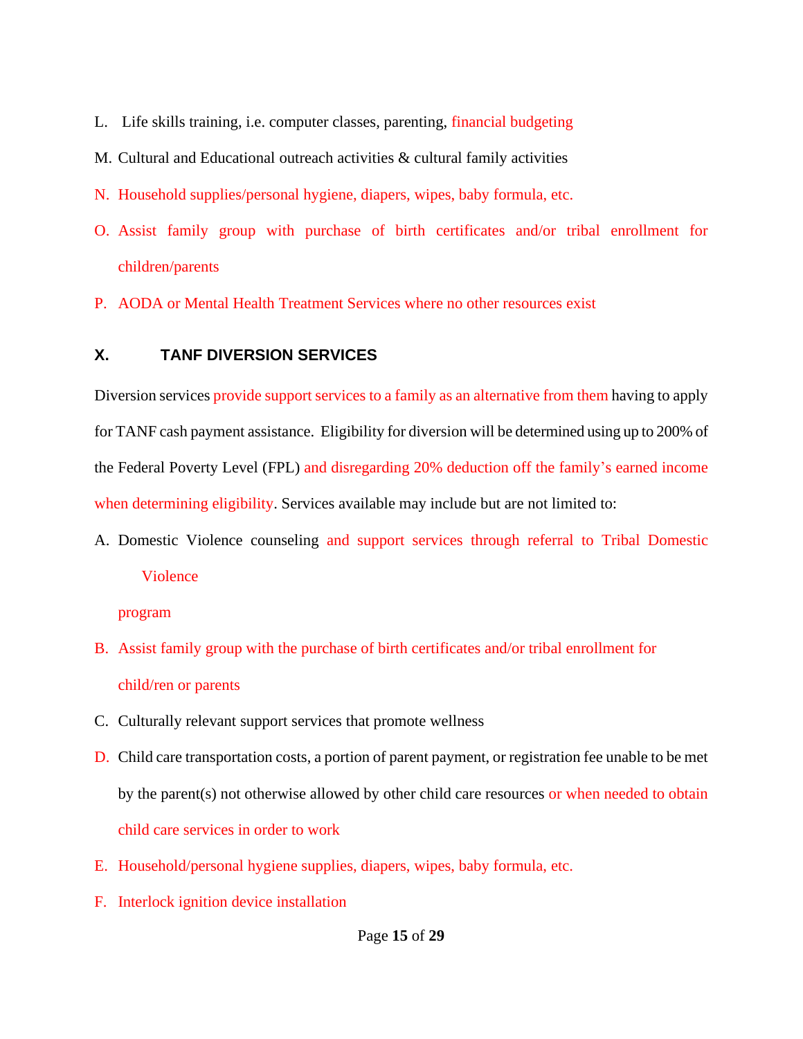L. Life skills training, i.e. computer classes, parenting, financial budgeting

M. Cultural and Educational outreach activities & cultural family activities

N. Household supplies/personal hygiene, diapers, wipes, baby formula, etc.

O. Assist family group with purchase of birth certificates and/or tribal enrollment for children/parents

P. AODA or Mental Health Treatment Services where no other resources exist

## X. TANF DIVERSION SERVICES

Diversion services provide support services to a family as an alternative from them having to apply for TANF cash payment assistance. Eligibility for diversion will be determined using up to 200% of the Federal Poverty Level (FPL) and disregarding 20% deduction off the family's earned income when determining eligibility. Services available may include but are not limited to:

A. Domestic Violence counseling and support services through referral to Tribal Domestic Violence program

B. Assist family group with the purchase of birth certificates and/or tribal enrollment for child/ren or parents

C. Culturally relevant support services that promote wellness

D. Child care transportation costs, a portion of parent payment, or registration fee unable to be met by the parent(s) not otherwise allowed by other child care resources or when needed to obtain child care services in order to work

E. Household/personal hygiene supplies, diapers, wipes, baby formula, etc.

F. Interlock ignition device installation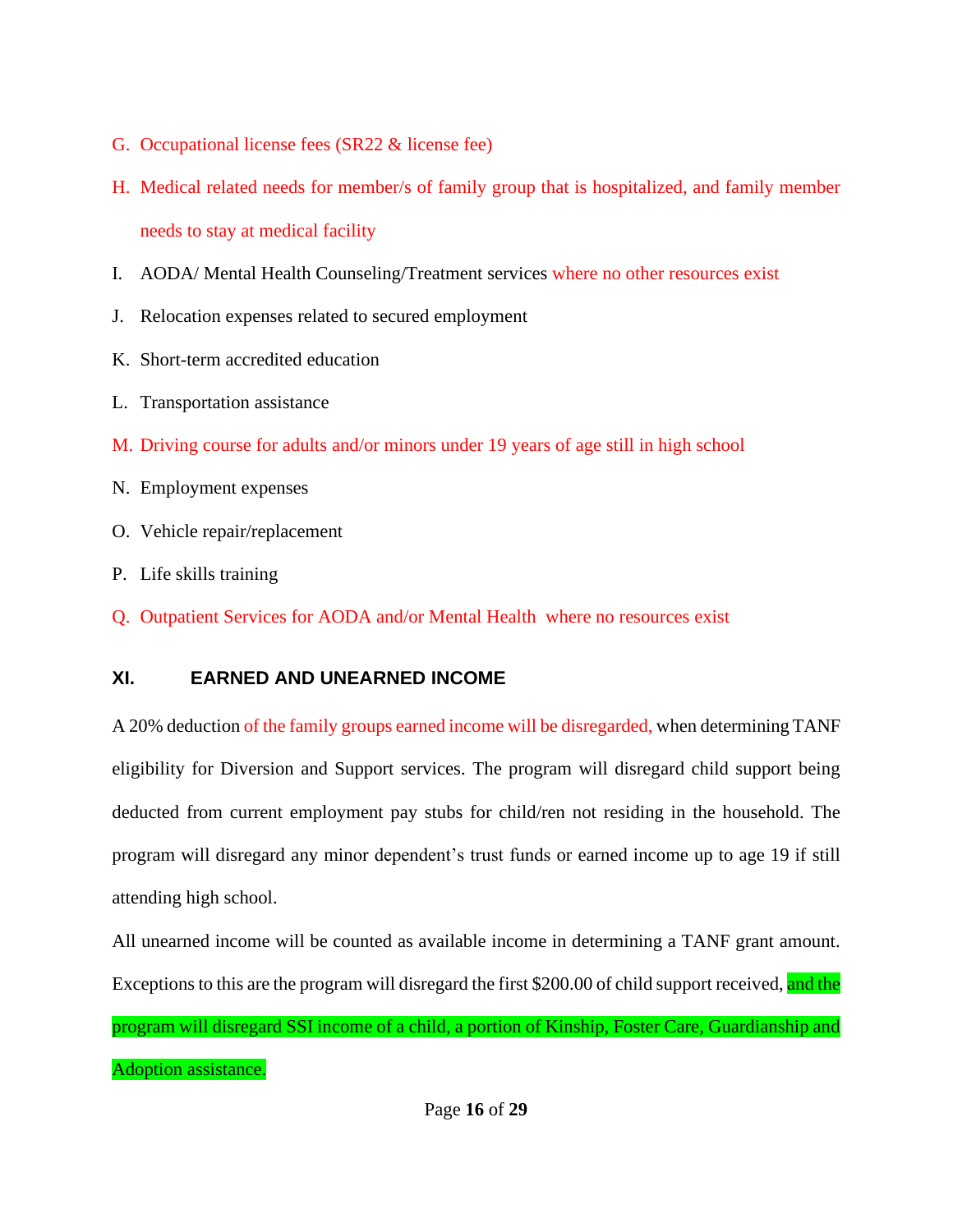G. Occupational license fees (SR22 & license fee)

H. Medical related needs for member/s of family group that is hospitalized, and family member needs to stay at medical facility

I. AODA/ Mental Health Counseling/Treatment services where no other resources exist

J. Relocation expenses related to secured employment

K. Short-term accredited education

L. Transportation assistance

M. Driving course for adults and/or minors under 19 years of age still in high school

N. Employment expenses

O. Vehicle repair/replacement

P. Life skills training

Q. Outpatient Services for AODA and/or Mental Health where no resources exist

## XI. EARNED AND UNEARNED INCOME

A 20% deduction of the family groups earned income will be disregarded, when determining TANF eligibility for Diversion and Support services. The program will disregard child support being deducted from current employment pay stubs for child/ren not residing in the household. The program will disregard any minor dependent's trust funds or earned income up to age 19 if still attending high school.

All unearned income will be counted as available income in determining a TANF grant amount. Exceptions to this are the program will disregard the first $200.00 of child support received, and the program will disregard SSI income of a child, a portion of Kinship, Foster Care, Guardianship and Adoption assistance.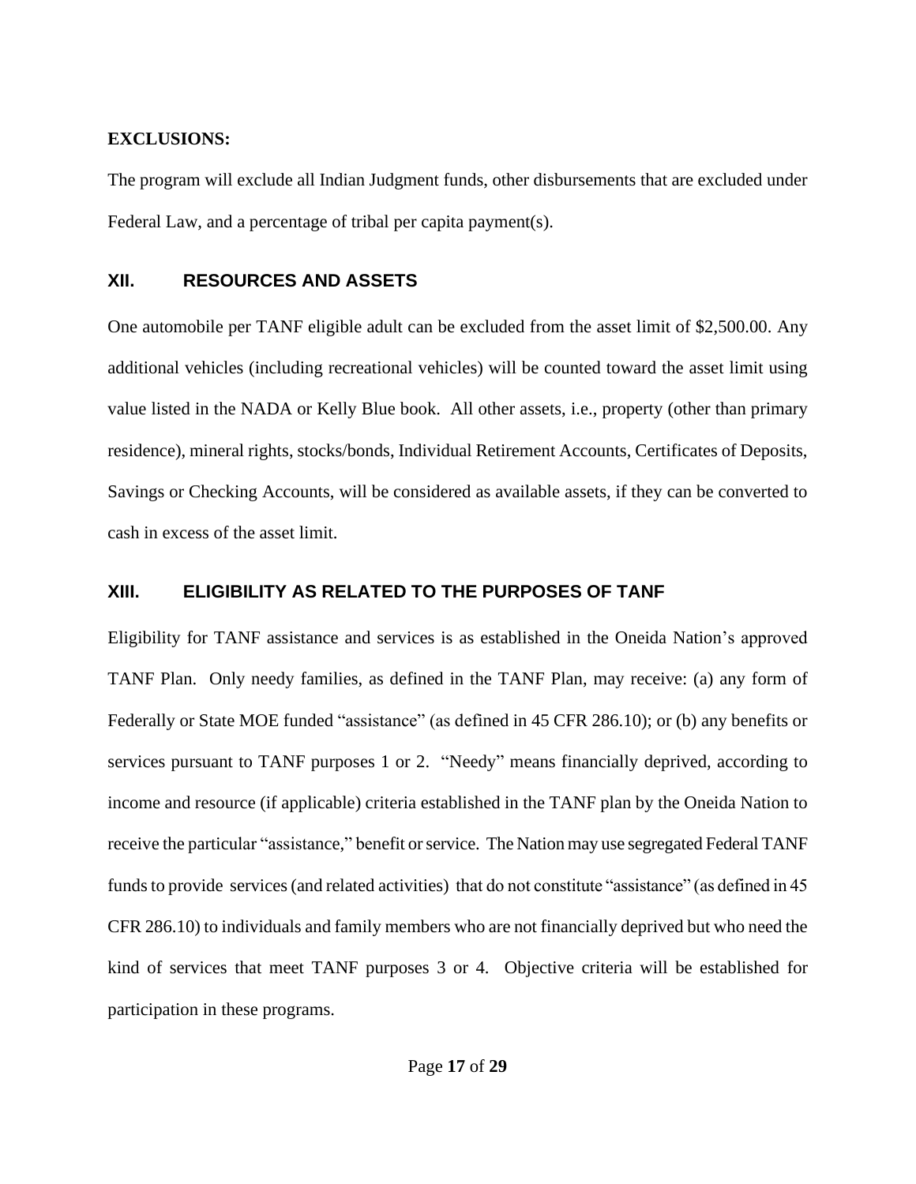**EXCLUSIONS:**

The program will exclude all Indian Judgment funds, other disbursements that are excluded under Federal Law, and a percentage of tribal per capita payment(s).

## XII. RESOURCES AND ASSETS

One automobile per TANF eligible adult can be excluded from the asset limit of $2,500.00. Any additional vehicles (including recreational vehicles) will be counted toward the asset limit using value listed in the NADA or Kelly Blue book. All other assets, i.e., property (other than primary residence), mineral rights, stocks/bonds, Individual Retirement Accounts, Certificates of Deposits, Savings or Checking Accounts, will be considered as available assets, if they can be converted to cash in excess of the asset limit.

## XIII. ELIGIBILITY AS RELATED TO THE PURPOSES OF TANF

Eligibility for TANF assistance and services is as established in the Oneida Nation's approved TANF Plan. Only needy families, as defined in the TANF Plan, may receive: (a) any form of Federally or State MOE funded "assistance" (as defined in 45 CFR 286.10); or (b) any benefits or services pursuant to TANF purposes 1 or 2. "Needy" means financially deprived, according to income and resource (if applicable) criteria established in the TANF plan by the Oneida Nation to receive the particular "assistance," benefit or service. The Nation may use segregated Federal TANF funds to provide services (and related activities) that do not constitute "assistance" (as defined in 45 CFR 286.10) to individuals and family members who are not financially deprived but who need the kind of services that meet TANF purposes 3 or 4. Objective criteria will be established for participation in these programs.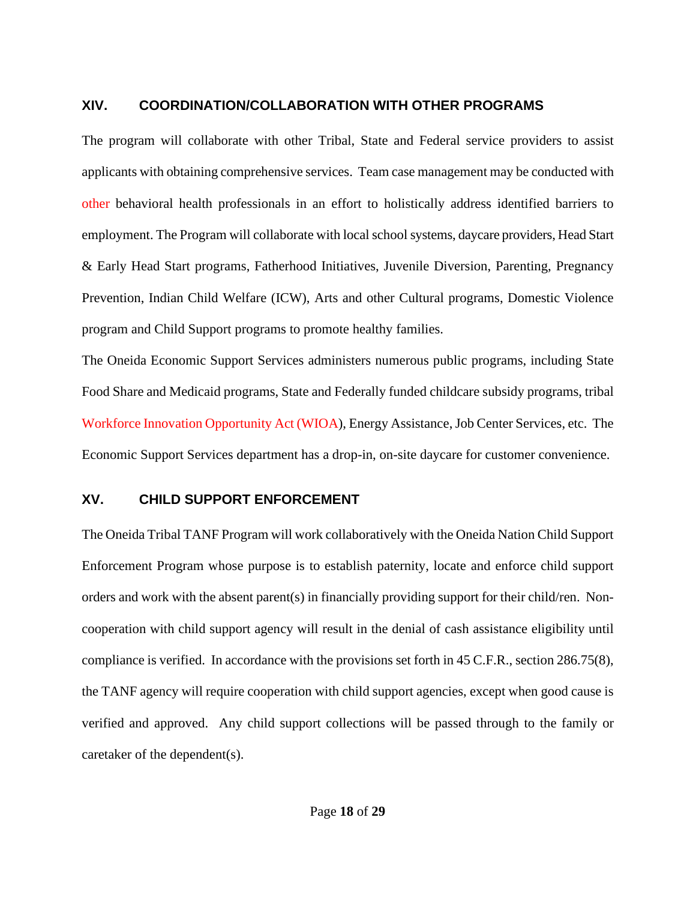## XIV. COORDINATION/COLLABORATION WITH OTHER PROGRAMS

The program will collaborate with other Tribal, State and Federal service providers to assist applicants with obtaining comprehensive services. Team case management may be conducted with other behavioral health professionals in an effort to holistically address identified barriers to employment. The Program will collaborate with local school systems, daycare providers, Head Start & Early Head Start programs, Fatherhood Initiatives, Juvenile Diversion, Parenting, Pregnancy Prevention, Indian Child Welfare (ICW), Arts and other Cultural programs, Domestic Violence program and Child Support programs to promote healthy families.

The Oneida Economic Support Services administers numerous public programs, including State Food Share and Medicaid programs, State and Federally funded childcare subsidy programs, tribal Workforce Innovation Opportunity Act (WIOA), Energy Assistance, Job Center Services, etc. The Economic Support Services department has a drop-in, on-site daycare for customer convenience.

## XV. CHILD SUPPORT ENFORCEMENT

The Oneida Tribal TANF Program will work collaboratively with the Oneida Nation Child Support Enforcement Program whose purpose is to establish paternity, locate and enforce child support orders and work with the absent parent(s) in financially providing support for their child/ren. Non-cooperation with child support agency will result in the denial of cash assistance eligibility until compliance is verified. In accordance with the provisions set forth in 45 C.F.R., section 286.75(8), the TANF agency will require cooperation with child support agencies, except when good cause is verified and approved. Any child support collections will be passed through to the family or caretaker of the dependent(s).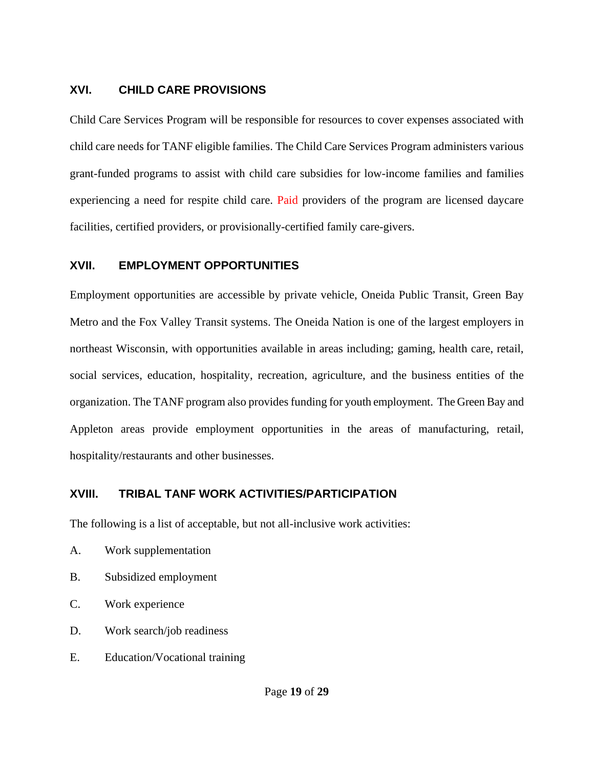## XVI. CHILD CARE PROVISIONS

Child Care Services Program will be responsible for resources to cover expenses associated with child care needs for TANF eligible families. The Child Care Services Program administers various grant-funded programs to assist with child care subsidies for low-income families and families experiencing a need for respite child care. Paid providers of the program are licensed daycare facilities, certified providers, or provisionally-certified family care-givers.

## XVII. EMPLOYMENT OPPORTUNITIES

Employment opportunities are accessible by private vehicle, Oneida Public Transit, Green Bay Metro and the Fox Valley Transit systems. The Oneida Nation is one of the largest employers in northeast Wisconsin, with opportunities available in areas including; gaming, health care, retail, social services, education, hospitality, recreation, agriculture, and the business entities of the organization. The TANF program also provides funding for youth employment. The Green Bay and Appleton areas provide employment opportunities in the areas of manufacturing, retail, hospitality/restaurants and other businesses.

## XVIII. TRIBAL TANF WORK ACTIVITIES/PARTICIPATION

The following is a list of acceptable, but not all-inclusive work activities:

A. Work supplementation

B. Subsidized employment

C. Work experience

D. Work search/job readiness

E. Education/Vocational training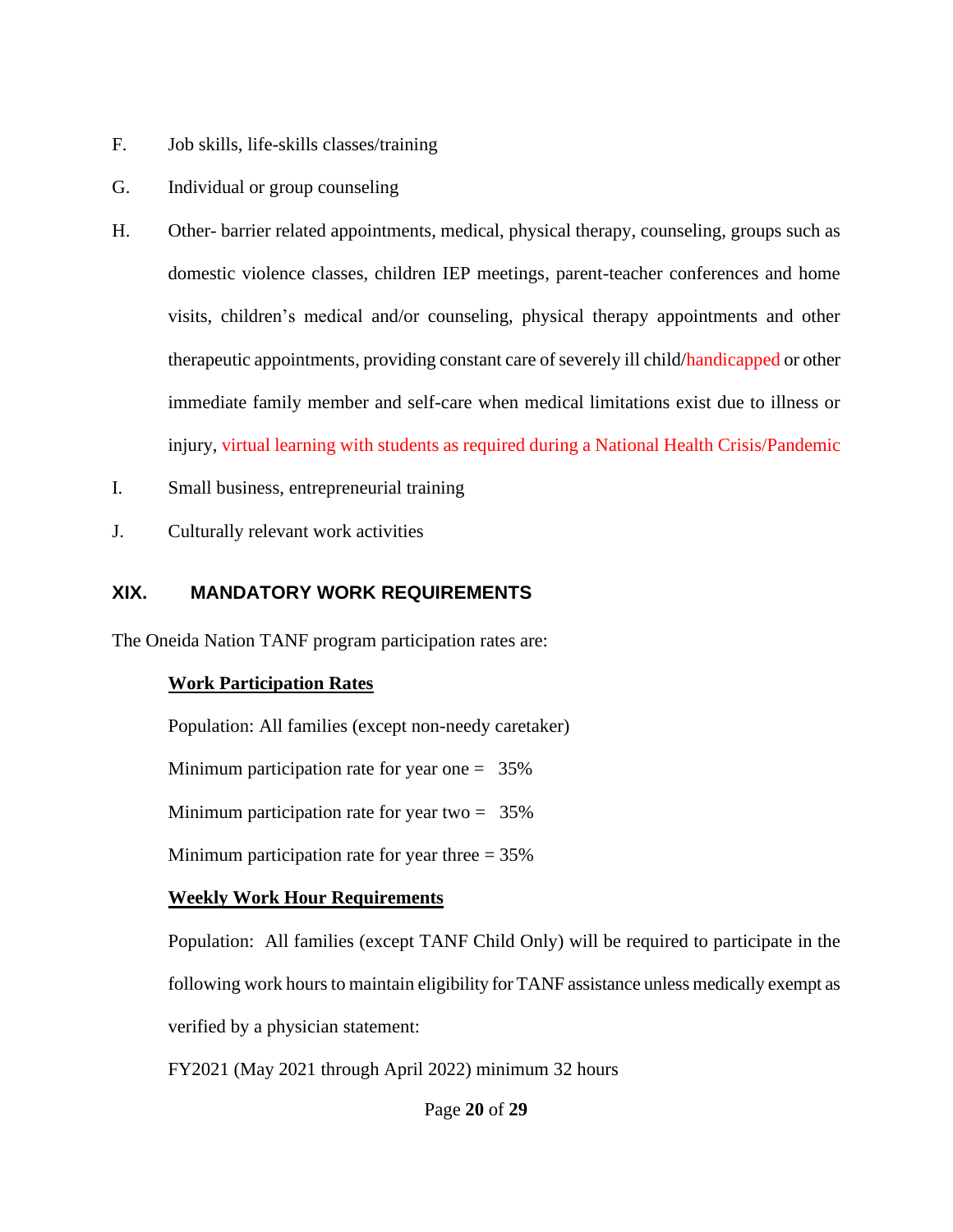F. Job skills, life-skills classes/training

G. Individual or group counseling

H. Other- barrier related appointments, medical, physical therapy, counseling, groups such as domestic violence classes, children IEP meetings, parent-teacher conferences and home visits, children's medical and/or counseling, physical therapy appointments and other therapeutic appointments, providing constant care of severely ill child/handicapped or other immediate family member and self-care when medical limitations exist due to illness or injury, virtual learning with students as required during a National Health Crisis/Pandemic

I. Small business, entrepreneurial training

J. Culturally relevant work activities

## XIX. MANDATORY WORK REQUIREMENTS

The Oneida Nation TANF program participation rates are:

**Work Participation Rates**

Population: All families (except non-needy caretaker)

Minimum participation rate for year one = 35%

Minimum participation rate for year two = 35%

Minimum participation rate for year three = 35%

**Weekly Work Hour Requirements**

Population: All families (except TANF Child Only) will be required to participate in the following work hours to maintain eligibility for TANF assistance unless medically exempt as verified by a physician statement:

FY2021 (May 2021 through April 2022) minimum 32 hours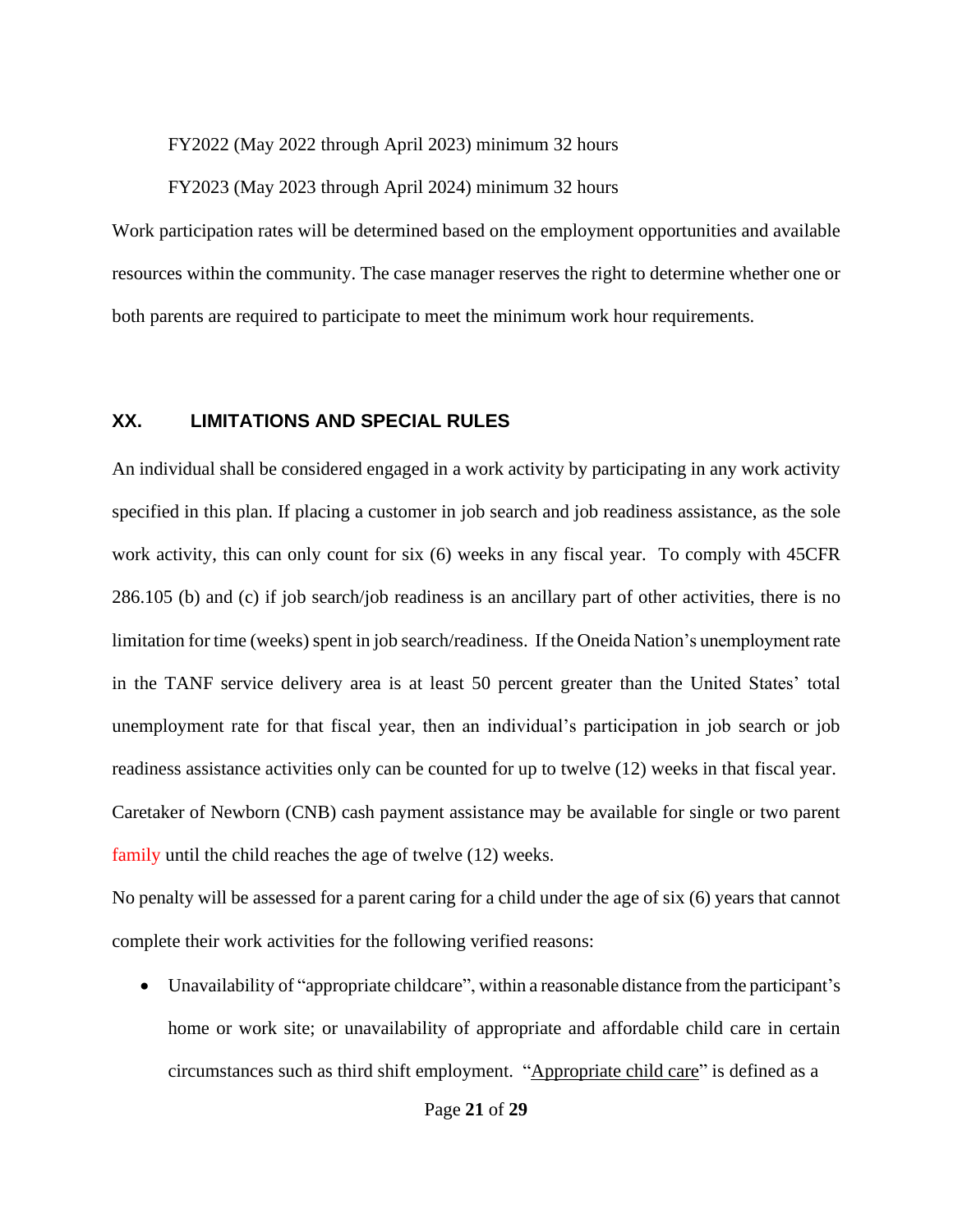FY2022 (May 2022 through April 2023) minimum 32 hours

FY2023 (May 2023 through April 2024) minimum 32 hours

Work participation rates will be determined based on the employment opportunities and available resources within the community. The case manager reserves the right to determine whether one or both parents are required to participate to meet the minimum work hour requirements.

## XX. LIMITATIONS AND SPECIAL RULES

An individual shall be considered engaged in a work activity by participating in any work activity specified in this plan. If placing a customer in job search and job readiness assistance, as the sole work activity, this can only count for six (6) weeks in any fiscal year. To comply with 45CFR 286.105 (b) and (c) if job search/job readiness is an ancillary part of other activities, there is no limitation for time (weeks) spent in job search/readiness. If the Oneida Nation's unemployment rate in the TANF service delivery area is at least 50 percent greater than the United States' total unemployment rate for that fiscal year, then an individual's participation in job search or job readiness assistance activities only can be counted for up to twelve (12) weeks in that fiscal year. Caretaker of Newborn (CNB) cash payment assistance may be available for single or two parent family until the child reaches the age of twelve (12) weeks.

No penalty will be assessed for a parent caring for a child under the age of six (6) years that cannot complete their work activities for the following verified reasons:

- Unavailability of "appropriate childcare", within a reasonable distance from the participant's home or work site; or unavailability of appropriate and affordable child care in certain circumstances such as third shift employment. "Appropriate child care" is defined as a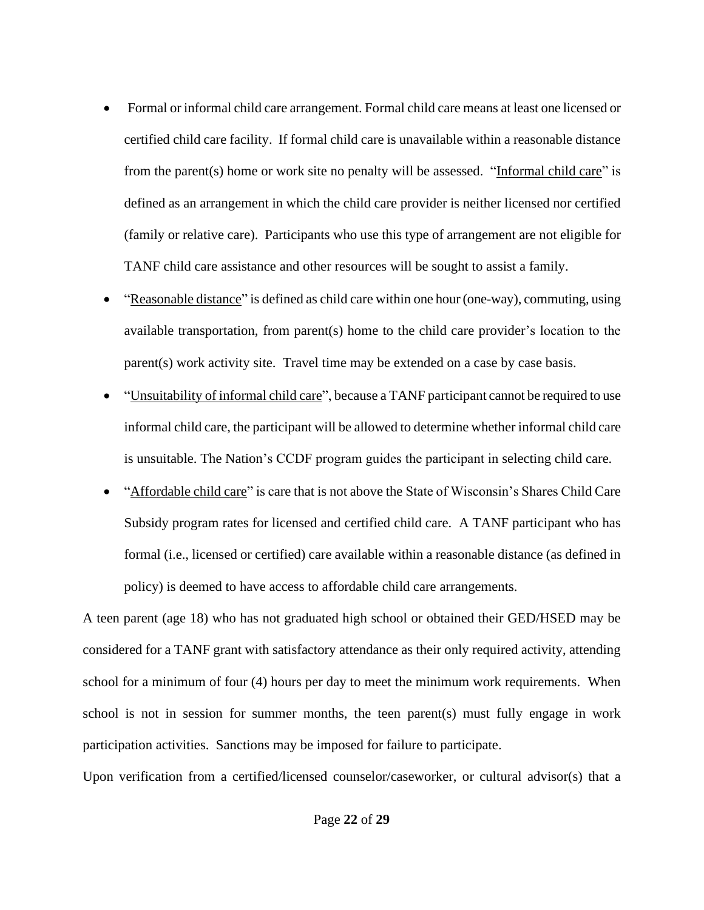- Formal or informal child care arrangement. Formal child care means at least one licensed or certified child care facility. If formal child care is unavailable within a reasonable distance from the parent(s) home or work site no penalty will be assessed. "Informal child care" is defined as an arrangement in which the child care provider is neither licensed nor certified (family or relative care). Participants who use this type of arrangement are not eligible for TANF child care assistance and other resources will be sought to assist a family.
- "Reasonable distance" is defined as child care within one hour (one-way), commuting, using available transportation, from parent(s) home to the child care provider's location to the parent(s) work activity site. Travel time may be extended on a case by case basis.
- "Unsuitability of informal child care", because a TANF participant cannot be required to use informal child care, the participant will be allowed to determine whether informal child care is unsuitable. The Nation's CCDF program guides the participant in selecting child care.
- "Affordable child care" is care that is not above the State of Wisconsin's Shares Child Care Subsidy program rates for licensed and certified child care. A TANF participant who has formal (i.e., licensed or certified) care available within a reasonable distance (as defined in policy) is deemed to have access to affordable child care arrangements.

A teen parent (age 18) who has not graduated high school or obtained their GED/HSED may be considered for a TANF grant with satisfactory attendance as their only required activity, attending school for a minimum of four (4) hours per day to meet the minimum work requirements. When school is not in session for summer months, the teen parent(s) must fully engage in work participation activities. Sanctions may be imposed for failure to participate.

Upon verification from a certified/licensed counselor/caseworker, or cultural advisor(s) that a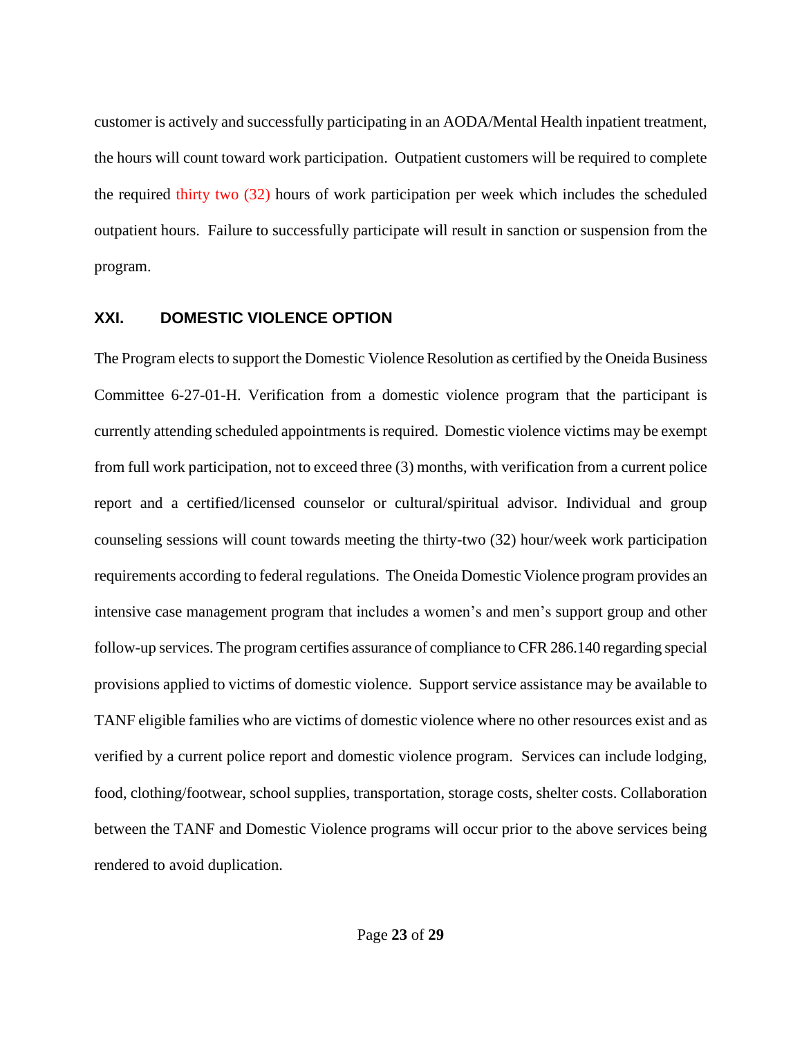customer is actively and successfully participating in an AODA/Mental Health inpatient treatment, the hours will count toward work participation. Outpatient customers will be required to complete the required thirty two (32) hours of work participation per week which includes the scheduled outpatient hours. Failure to successfully participate will result in sanction or suspension from the program.

## XXI. DOMESTIC VIOLENCE OPTION

The Program elects to support the Domestic Violence Resolution as certified by the Oneida Business Committee 6-27-01-H. Verification from a domestic violence program that the participant is currently attending scheduled appointments is required. Domestic violence victims may be exempt from full work participation, not to exceed three (3) months, with verification from a current police report and a certified/licensed counselor or cultural/spiritual advisor. Individual and group counseling sessions will count towards meeting the thirty-two (32) hour/week work participation requirements according to federal regulations. The Oneida Domestic Violence program provides an intensive case management program that includes a women's and men's support group and other follow-up services. The program certifies assurance of compliance to CFR 286.140 regarding special provisions applied to victims of domestic violence. Support service assistance may be available to TANF eligible families who are victims of domestic violence where no other resources exist and as verified by a current police report and domestic violence program. Services can include lodging, food, clothing/footwear, school supplies, transportation, storage costs, shelter costs. Collaboration between the TANF and Domestic Violence programs will occur prior to the above services being rendered to avoid duplication.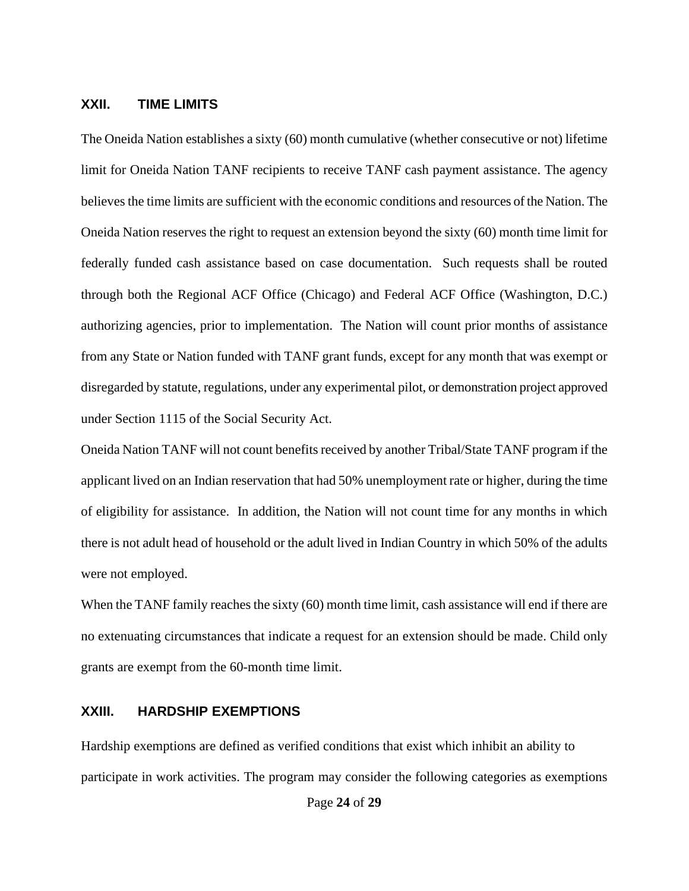## XXII. TIME LIMITS

The Oneida Nation establishes a sixty (60) month cumulative (whether consecutive or not) lifetime limit for Oneida Nation TANF recipients to receive TANF cash payment assistance. The agency believes the time limits are sufficient with the economic conditions and resources of the Nation. The Oneida Nation reserves the right to request an extension beyond the sixty (60) month time limit for federally funded cash assistance based on case documentation. Such requests shall be routed through both the Regional ACF Office (Chicago) and Federal ACF Office (Washington, D.C.) authorizing agencies, prior to implementation. The Nation will count prior months of assistance from any State or Nation funded with TANF grant funds, except for any month that was exempt or disregarded by statute, regulations, under any experimental pilot, or demonstration project approved under Section 1115 of the Social Security Act.

Oneida Nation TANF will not count benefits received by another Tribal/State TANF program if the applicant lived on an Indian reservation that had 50% unemployment rate or higher, during the time of eligibility for assistance. In addition, the Nation will not count time for any months in which there is not adult head of household or the adult lived in Indian Country in which 50% of the adults were not employed.

When the TANF family reaches the sixty (60) month time limit, cash assistance will end if there are no extenuating circumstances that indicate a request for an extension should be made. Child only grants are exempt from the 60-month time limit.

## XXIII. HARDSHIP EXEMPTIONS

Hardship exemptions are defined as verified conditions that exist which inhibit an ability to participate in work activities. The program may consider the following categories as exemptions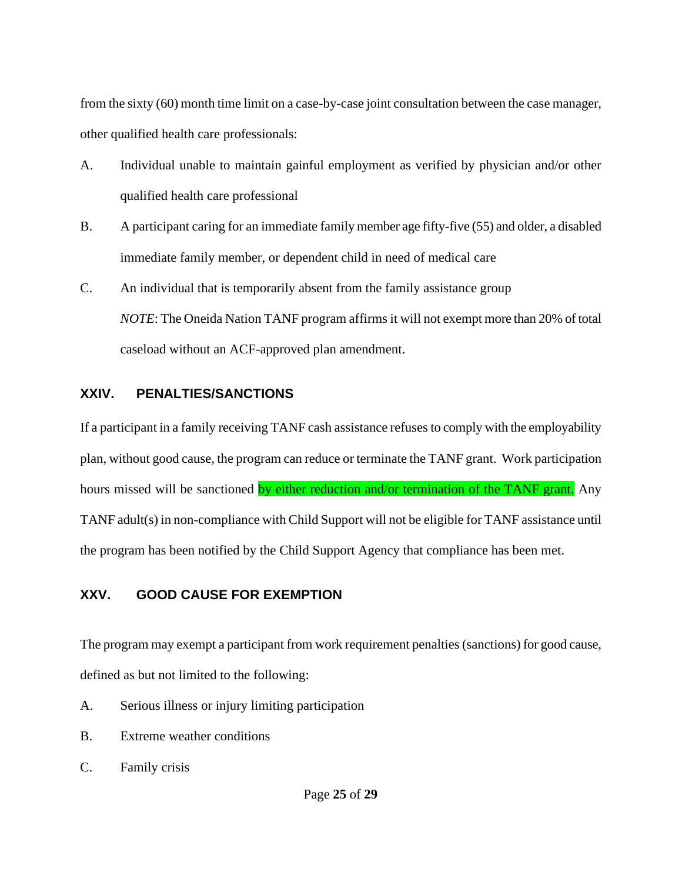from the sixty (60) month time limit on a case-by-case joint consultation between the case manager, other qualified health care professionals:

A. Individual unable to maintain gainful employment as verified by physician and/or other qualified health care professional

B. A participant caring for an immediate family member age fifty-five (55) and older, a disabled immediate family member, or dependent child in need of medical care

C. An individual that is temporarily absent from the family assistance group

*NOTE*: The Oneida Nation TANF program affirms it will not exempt more than 20% of total caseload without an ACF-approved plan amendment.

## XXIV. PENALTIES/SANCTIONS

If a participant in a family receiving TANF cash assistance refuses to comply with the employability plan, without good cause, the program can reduce or terminate the TANF grant. Work participation hours missed will be sanctioned by either reduction and/or termination of the TANF grant. Any TANF adult(s) in non-compliance with Child Support will not be eligible for TANF assistance until the program has been notified by the Child Support Agency that compliance has been met.

## XXV. GOOD CAUSE FOR EXEMPTION

The program may exempt a participant from work requirement penalties (sanctions) for good cause, defined as but not limited to the following:

A. Serious illness or injury limiting participation

B. Extreme weather conditions

C. Family crisis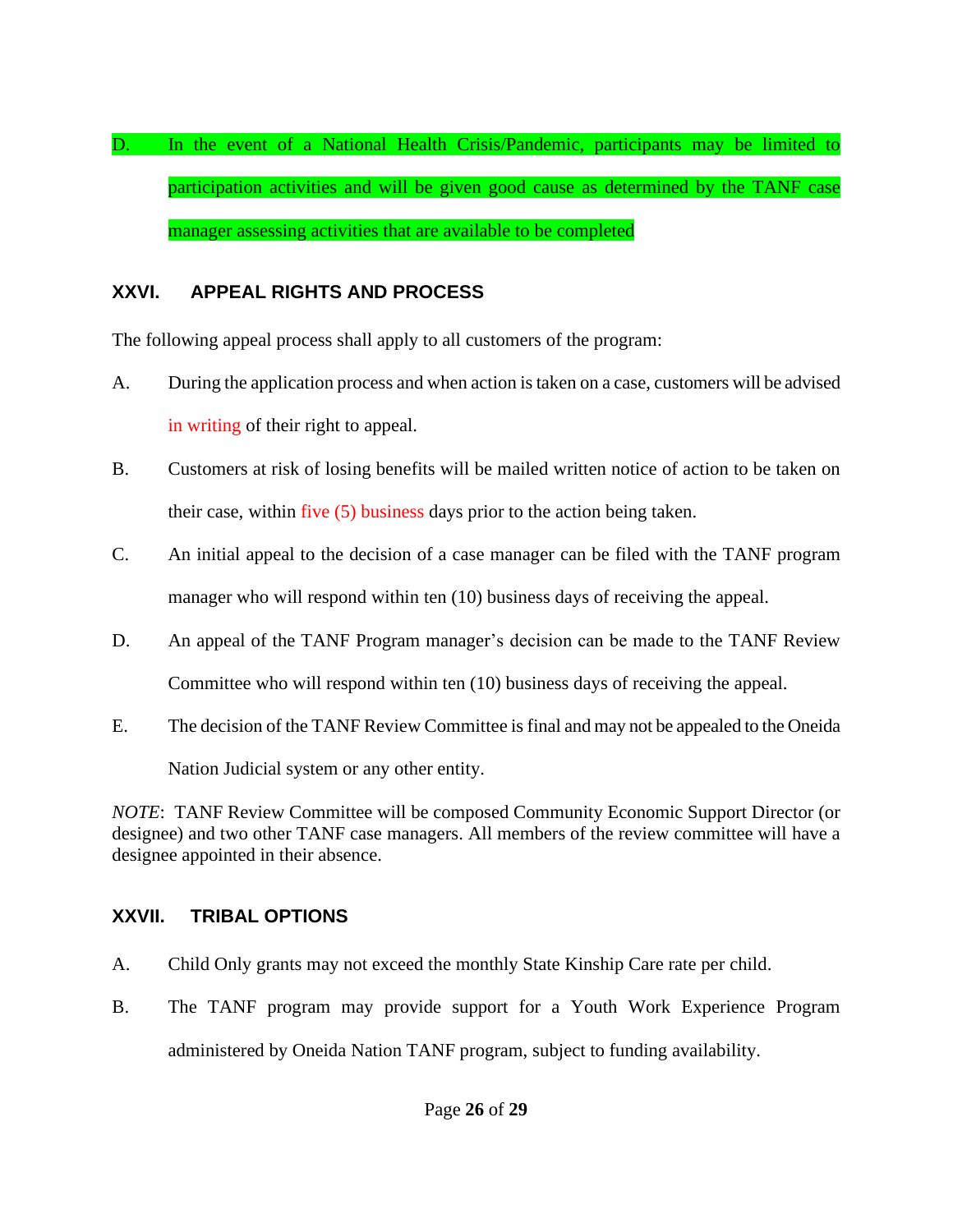D. In the event of a National Health Crisis/Pandemic, participants may be limited to participation activities and will be given good cause as determined by the TANF case manager assessing activities that are available to be completed

## XXVI. APPEAL RIGHTS AND PROCESS

The following appeal process shall apply to all customers of the program:

A. During the application process and when action is taken on a case, customers will be advised in writing of their right to appeal.

B. Customers at risk of losing benefits will be mailed written notice of action to be taken on their case, within five (5) business days prior to the action being taken.

C. An initial appeal to the decision of a case manager can be filed with the TANF program manager who will respond within ten (10) business days of receiving the appeal.

D. An appeal of the TANF Program manager's decision can be made to the TANF Review Committee who will respond within ten (10) business days of receiving the appeal.

E. The decision of the TANF Review Committee is final and may not be appealed to the Oneida Nation Judicial system or any other entity.

*NOTE*: TANF Review Committee will be composed Community Economic Support Director (or designee) and two other TANF case managers. All members of the review committee will have a designee appointed in their absence.

## XXVII. TRIBAL OPTIONS

A. Child Only grants may not exceed the monthly State Kinship Care rate per child.

B. The TANF program may provide support for a Youth Work Experience Program administered by Oneida Nation TANF program, subject to funding availability.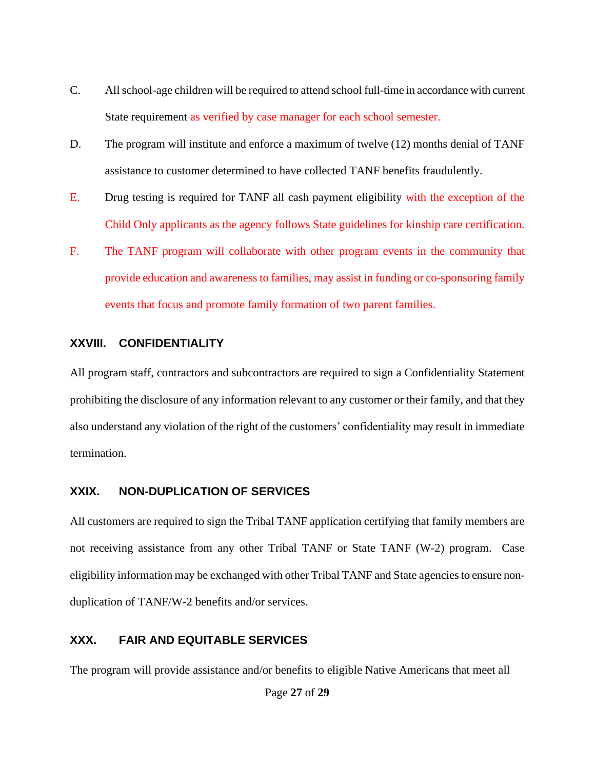C. All school-age children will be required to attend school full-time in accordance with current State requirement as verified by case manager for each school semester.

D. The program will institute and enforce a maximum of twelve (12) months denial of TANF assistance to customer determined to have collected TANF benefits fraudulently.

E. Drug testing is required for TANF all cash payment eligibility with the exception of the Child Only applicants as the agency follows State guidelines for kinship care certification.

F. The TANF program will collaborate with other program events in the community that provide education and awareness to families, may assist in funding or co-sponsoring family events that focus and promote family formation of two parent families.

## XXVIII. CONFIDENTIALITY

All program staff, contractors and subcontractors are required to sign a Confidentiality Statement prohibiting the disclosure of any information relevant to any customer or their family, and that they also understand any violation of the right of the customers' confidentiality may result in immediate termination.

## XXIX. NON-DUPLICATION OF SERVICES

All customers are required to sign the Tribal TANF application certifying that family members are not receiving assistance from any other Tribal TANF or State TANF (W-2) program. Case eligibility information may be exchanged with other Tribal TANF and State agencies to ensure non-duplication of TANF/W-2 benefits and/or services.

## XXX. FAIR AND EQUITABLE SERVICES

The program will provide assistance and/or benefits to eligible Native Americans that meet all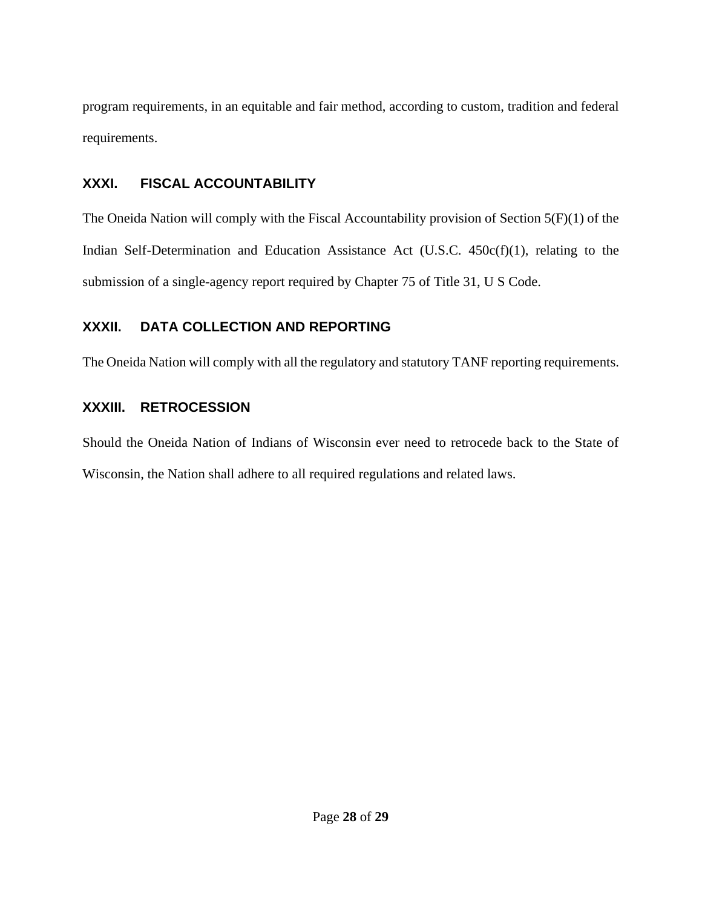program requirements, in an equitable and fair method, according to custom, tradition and federal requirements.

## XXXI. FISCAL ACCOUNTABILITY

The Oneida Nation will comply with the Fiscal Accountability provision of Section 5(F)(1) of the Indian Self-Determination and Education Assistance Act (U.S.C. 450c(f)(1), relating to the submission of a single-agency report required by Chapter 75 of Title 31, U S Code.

## XXXII. DATA COLLECTION AND REPORTING

The Oneida Nation will comply with all the regulatory and statutory TANF reporting requirements.

## XXXIII. RETROCESSION

Should the Oneida Nation of Indians of Wisconsin ever need to retrocede back to the State of Wisconsin, the Nation shall adhere to all required regulations and related laws.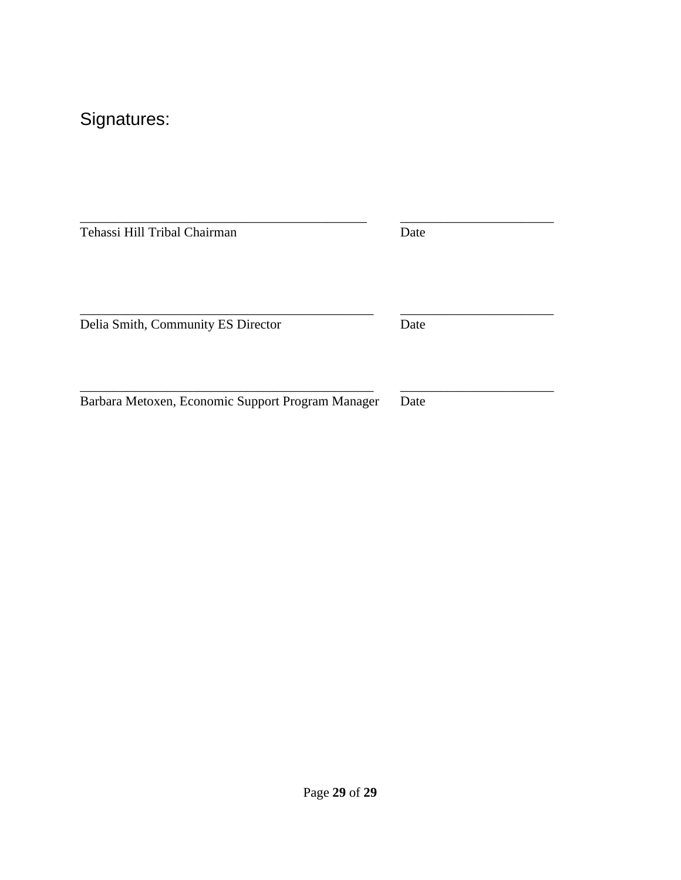# Signatures:

_____________________________________________ _______________________

Tehassi Hill Tribal Chairman Date

______________________________________________ _______________________

Delia Smith, Community ES Director Date

______________________________________________ _______________________

Barbara Metoxen, Economic Support Program Manager Date